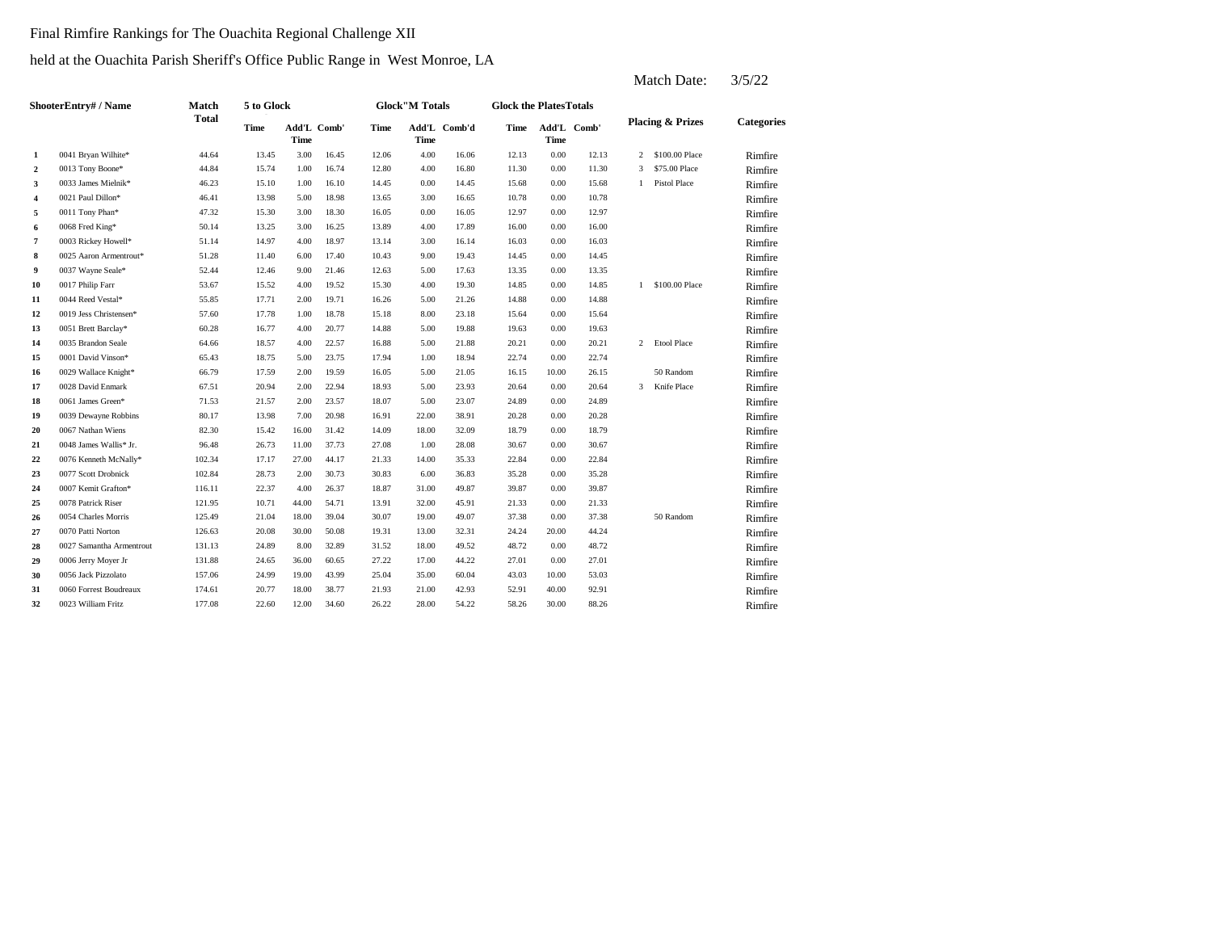Final Rimfire Rankings for The Ouachita Regional Challenge XII

held at the Ouachita Parish Sheriff's Office Public Range in West Monroe, LA

Match Date: 3/5/22

| | ShooterEntry# / Name | Match Total | 5 to Glock | | | Glock"M Totals | | | Glock the PlatesTotals | | | Placing & Prizes | | Categories |
|---|---|---|---|---|---|---|---|---|---|---|---|---|---|---|
| | | | Time | Add'L Time | Comb' | Time | Add'L Time | Comb'd | Time | Add'L Time | Comb' | | | |
| 1 | 0041 Bryan Wilhite* | 44.64 | 13.45 | 3.00 | 16.45 | 12.06 | 4.00 | 16.06 | 12.13 | 0.00 | 12.13 | 2 | $100.00 Place | Rimfire |
| 2 | 0013 Tony Boone* | 44.84 | 15.74 | 1.00 | 16.74 | 12.80 | 4.00 | 16.80 | 11.30 | 0.00 | 11.30 | 3 | $75.00 Place | Rimfire |
| 3 | 0033 James Mielnik* | 46.23 | 15.10 | 1.00 | 16.10 | 14.45 | 0.00 | 14.45 | 15.68 | 0.00 | 15.68 | 1 | Pistol Place | Rimfire |
| 4 | 0021 Paul Dillon* | 46.41 | 13.98 | 5.00 | 18.98 | 13.65 | 3.00 | 16.65 | 10.78 | 0.00 | 10.78 | | | Rimfire |
| 5 | 0011 Tony Phan* | 47.32 | 15.30 | 3.00 | 18.30 | 16.05 | 0.00 | 16.05 | 12.97 | 0.00 | 12.97 | | | Rimfire |
| 6 | 0068 Fred King* | 50.14 | 13.25 | 3.00 | 16.25 | 13.89 | 4.00 | 17.89 | 16.00 | 0.00 | 16.00 | | | Rimfire |
| 7 | 0003 Rickey Howell* | 51.14 | 14.97 | 4.00 | 18.97 | 13.14 | 3.00 | 16.14 | 16.03 | 0.00 | 16.03 | | | Rimfire |
| 8 | 0025 Aaron Armentrout* | 51.28 | 11.40 | 6.00 | 17.40 | 10.43 | 9.00 | 19.43 | 14.45 | 0.00 | 14.45 | | | Rimfire |
| 9 | 0037 Wayne Seale* | 52.44 | 12.46 | 9.00 | 21.46 | 12.63 | 5.00 | 17.63 | 13.35 | 0.00 | 13.35 | | | Rimfire |
| 10 | 0017 Philip Farr | 53.67 | 15.52 | 4.00 | 19.52 | 15.30 | 4.00 | 19.30 | 14.85 | 0.00 | 14.85 | 1 | $100.00 Place | Rimfire |
| 11 | 0044 Reed Vestal* | 55.85 | 17.71 | 2.00 | 19.71 | 16.26 | 5.00 | 21.26 | 14.88 | 0.00 | 14.88 | | | Rimfire |
| 12 | 0019 Jess Christensen* | 57.60 | 17.78 | 1.00 | 18.78 | 15.18 | 8.00 | 23.18 | 15.64 | 0.00 | 15.64 | | | Rimfire |
| 13 | 0051 Brett Barclay* | 60.28 | 16.77 | 4.00 | 20.77 | 14.88 | 5.00 | 19.88 | 19.63 | 0.00 | 19.63 | | | Rimfire |
| 14 | 0035 Brandon Seale | 64.66 | 18.57 | 4.00 | 22.57 | 16.88 | 5.00 | 21.88 | 20.21 | 0.00 | 20.21 | 2 | Etool Place | Rimfire |
| 15 | 0001 David Vinson* | 65.43 | 18.75 | 5.00 | 23.75 | 17.94 | 1.00 | 18.94 | 22.74 | 0.00 | 22.74 | | | Rimfire |
| 16 | 0029 Wallace Knight* | 66.79 | 17.59 | 2.00 | 19.59 | 16.05 | 5.00 | 21.05 | 16.15 | 10.00 | 26.15 | | 50 Random | Rimfire |
| 17 | 0028 David Enmark | 67.51 | 20.94 | 2.00 | 22.94 | 18.93 | 5.00 | 23.93 | 20.64 | 0.00 | 20.64 | 3 | Knife Place | Rimfire |
| 18 | 0061 James Green* | 71.53 | 21.57 | 2.00 | 23.57 | 18.07 | 5.00 | 23.07 | 24.89 | 0.00 | 24.89 | | | Rimfire |
| 19 | 0039 Dewayne Robbins | 80.17 | 13.98 | 7.00 | 20.98 | 16.91 | 22.00 | 38.91 | 20.28 | 0.00 | 20.28 | | | Rimfire |
| 20 | 0067 Nathan Wiens | 82.30 | 15.42 | 16.00 | 31.42 | 14.09 | 18.00 | 32.09 | 18.79 | 0.00 | 18.79 | | | Rimfire |
| 21 | 0048 James Wallis* Jr. | 96.48 | 26.73 | 11.00 | 37.73 | 27.08 | 1.00 | 28.08 | 30.67 | 0.00 | 30.67 | | | Rimfire |
| 22 | 0076 Kenneth McNally* | 102.34 | 17.17 | 27.00 | 44.17 | 21.33 | 14.00 | 35.33 | 22.84 | 0.00 | 22.84 | | | Rimfire |
| 23 | 0077 Scott Drobnick | 102.84 | 28.73 | 2.00 | 30.73 | 30.83 | 6.00 | 36.83 | 35.28 | 0.00 | 35.28 | | | Rimfire |
| 24 | 0007 Kemit Grafton* | 116.11 | 22.37 | 4.00 | 26.37 | 18.87 | 31.00 | 49.87 | 39.87 | 0.00 | 39.87 | | | Rimfire |
| 25 | 0078 Patrick Riser | 121.95 | 10.71 | 44.00 | 54.71 | 13.91 | 32.00 | 45.91 | 21.33 | 0.00 | 21.33 | | | Rimfire |
| 26 | 0054 Charles Morris | 125.49 | 21.04 | 18.00 | 39.04 | 30.07 | 19.00 | 49.07 | 37.38 | 0.00 | 37.38 | | 50 Random | Rimfire |
| 27 | 0070 Patti Norton | 126.63 | 20.08 | 30.00 | 50.08 | 19.31 | 13.00 | 32.31 | 24.24 | 20.00 | 44.24 | | | Rimfire |
| 28 | 0027 Samantha Armentrout | 131.13 | 24.89 | 8.00 | 32.89 | 31.52 | 18.00 | 49.52 | 48.72 | 0.00 | 48.72 | | | Rimfire |
| 29 | 0006 Jerry Moyer Jr | 131.88 | 24.65 | 36.00 | 60.65 | 27.22 | 17.00 | 44.22 | 27.01 | 0.00 | 27.01 | | | Rimfire |
| 30 | 0056 Jack Pizzolato | 157.06 | 24.99 | 19.00 | 43.99 | 25.04 | 35.00 | 60.04 | 43.03 | 10.00 | 53.03 | | | Rimfire |
| 31 | 0060 Forrest Boudreaux | 174.61 | 20.77 | 18.00 | 38.77 | 21.93 | 21.00 | 42.93 | 52.91 | 40.00 | 92.91 | | | Rimfire |
| 32 | 0023 William Fritz | 177.08 | 22.60 | 12.00 | 34.60 | 26.22 | 28.00 | 54.22 | 58.26 | 30.00 | 88.26 | | | Rimfire |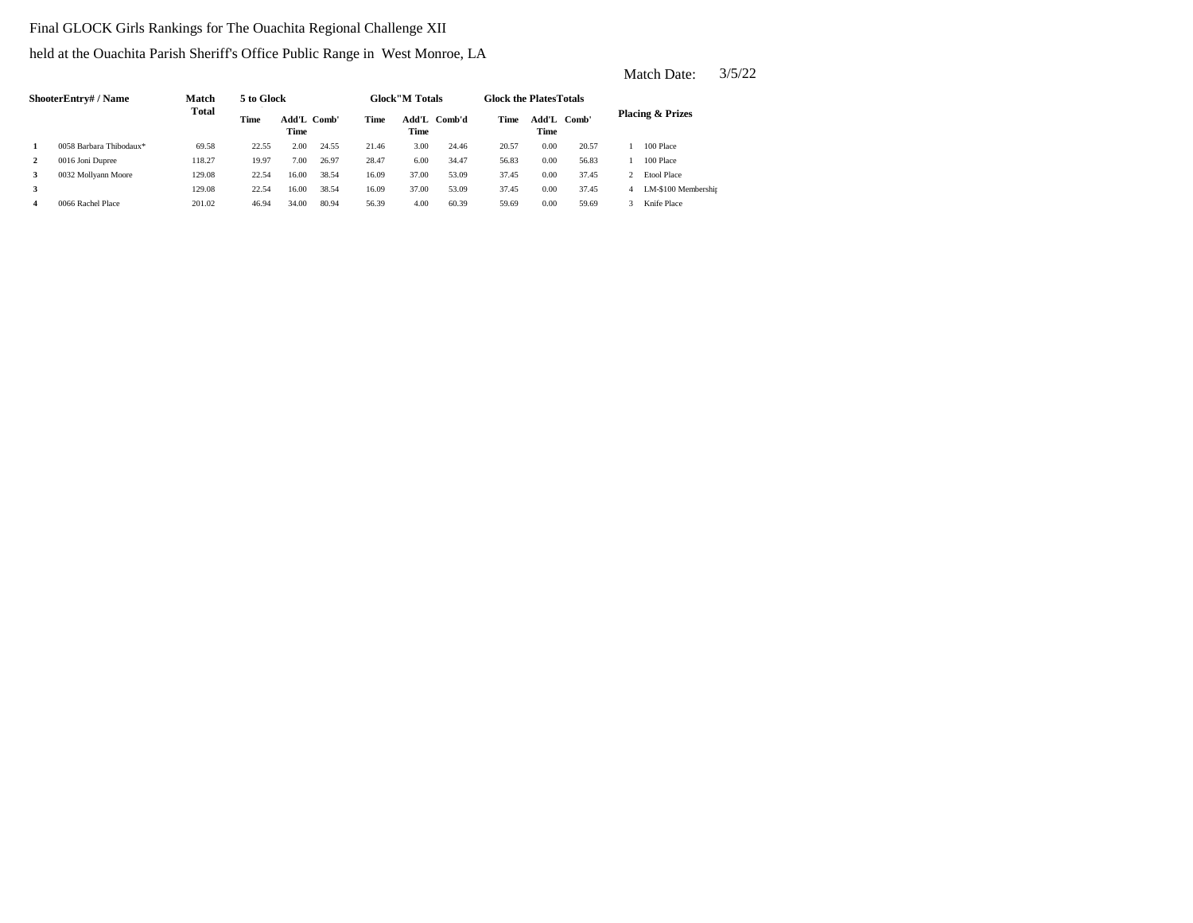Final GLOCK Girls Rankings for The Ouachita Regional Challenge XII

held at the Ouachita Parish Sheriff's Office Public Range in West Monroe, LA

Match Date: 3/5/22

| Shooter | Entry# / Name | Match Total | 5 to Glock | | | Glock"M Totals | | | Glock the Plates Totals | | | Placing & Prizes | |
|---|---|---|---|---|---|---|---|---|---|---|---|---|---|
| | | | Time | Add'L Time | Comb' | Time | Add'L Time | Comb'd | Time | Add'L Time | Comb' | | |
| 1 | 0058 Barbara Thibodaux* | 69.58 | 22.55 | 2.00 | 24.55 | 21.46 | 3.00 | 24.46 | 20.57 | 0.00 | 20.57 | 1 | 100 Place |
| 2 | 0016 Joni Dupree | 118.27 | 19.97 | 7.00 | 26.97 | 28.47 | 6.00 | 34.47 | 56.83 | 0.00 | 56.83 | 1 | 100 Place |
| 3 | 0032 Mollyann Moore | 129.08 | 22.54 | 16.00 | 38.54 | 16.09 | 37.00 | 53.09 | 37.45 | 0.00 | 37.45 | 2 | Etool Place |
| 3 | | 129.08 | 22.54 | 16.00 | 38.54 | 16.09 | 37.00 | 53.09 | 37.45 | 0.00 | 37.45 | 4 | LM-$100 Membership |
| 4 | 0066 Rachel Place | 201.02 | 46.94 | 34.00 | 80.94 | 56.39 | 4.00 | 60.39 | 59.69 | 0.00 | 59.69 | 3 | Knife Place |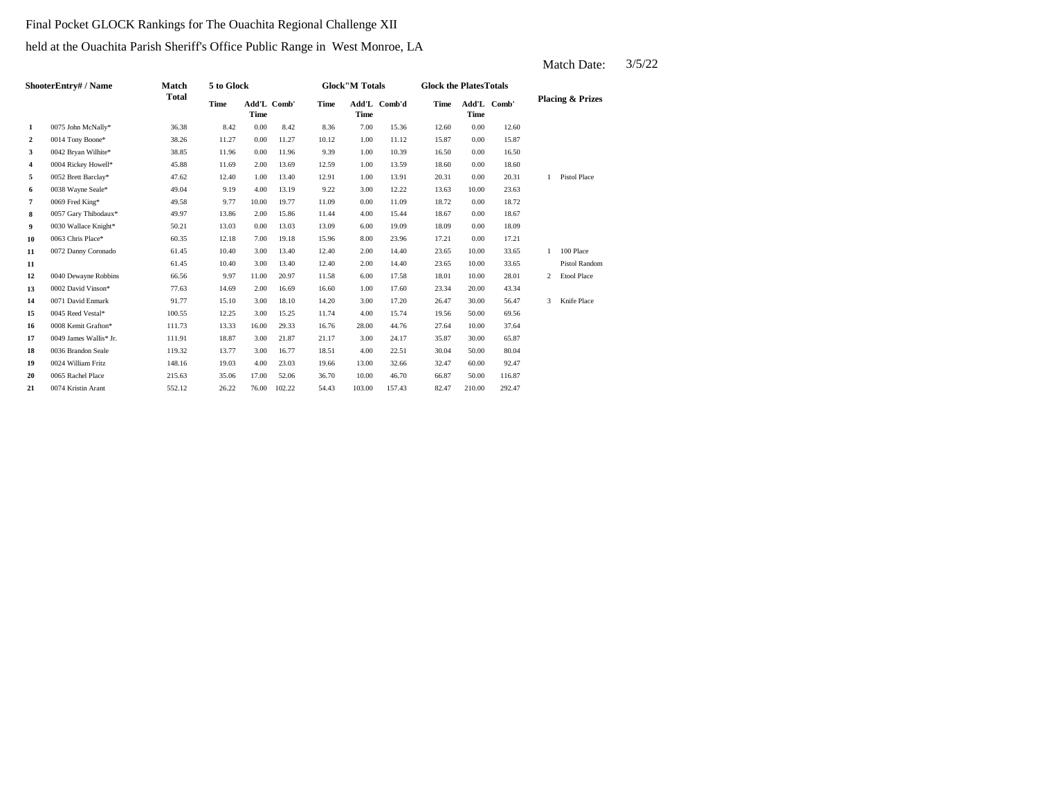Final Pocket GLOCK Rankings for The Ouachita Regional Challenge XII

held at the Ouachita Parish Sheriff's Office Public Range in West Monroe, LA

Match Date: 3/5/22

| Shooter | Entry# / Name | Match Total | 5 to Glock | | | Glock"M Totals | | | Glock the Plates Totals | | | Placing & Prizes | |
|---|---|---|---|---|---|---|---|---|---|---|---|---|---|
| | | | Time | Add'L Time | Comb' | Time | Add'L Time | Comb'd | Time | Add'L Time | Comb' | | |
| 1 | 0075 John McNally* | 36.38 | 8.42 | 0.00 | 8.42 | 8.36 | 7.00 | 15.36 | 12.60 | 0.00 | 12.60 | | |
| 2 | 0014 Tony Boone* | 38.26 | 11.27 | 0.00 | 11.27 | 10.12 | 1.00 | 11.12 | 15.87 | 0.00 | 15.87 | | |
| 3 | 0042 Bryan Wilhite* | 38.85 | 11.96 | 0.00 | 11.96 | 9.39 | 1.00 | 10.39 | 16.50 | 0.00 | 16.50 | | |
| 4 | 0004 Rickey Howell* | 45.88 | 11.69 | 2.00 | 13.69 | 12.59 | 1.00 | 13.59 | 18.60 | 0.00 | 18.60 | | |
| 5 | 0052 Brett Barclay* | 47.62 | 12.40 | 1.00 | 13.40 | 12.91 | 1.00 | 13.91 | 20.31 | 0.00 | 20.31 | 1 | Pistol Place |
| 6 | 0038 Wayne Seale* | 49.04 | 9.19 | 4.00 | 13.19 | 9.22 | 3.00 | 12.22 | 13.63 | 10.00 | 23.63 | | |
| 7 | 0069 Fred King* | 49.58 | 9.77 | 10.00 | 19.77 | 11.09 | 0.00 | 11.09 | 18.72 | 0.00 | 18.72 | | |
| 8 | 0057 Gary Thibodaux* | 49.97 | 13.86 | 2.00 | 15.86 | 11.44 | 4.00 | 15.44 | 18.67 | 0.00 | 18.67 | | |
| 9 | 0030 Wallace Knight* | 50.21 | 13.03 | 0.00 | 13.03 | 13.09 | 6.00 | 19.09 | 18.09 | 0.00 | 18.09 | | |
| 10 | 0063 Chris Place* | 60.35 | 12.18 | 7.00 | 19.18 | 15.96 | 8.00 | 23.96 | 17.21 | 0.00 | 17.21 | | |
| 11 | 0072 Danny Coronado | 61.45 | 10.40 | 3.00 | 13.40 | 12.40 | 2.00 | 14.40 | 23.65 | 10.00 | 33.65 | 1 | 100 Place |
| 11 | | 61.45 | 10.40 | 3.00 | 13.40 | 12.40 | 2.00 | 14.40 | 23.65 | 10.00 | 33.65 | | Pistol Random |
| 12 | 0040 Dewayne Robbins | 66.56 | 9.97 | 11.00 | 20.97 | 11.58 | 6.00 | 17.58 | 18.01 | 10.00 | 28.01 | 2 | Etool Place |
| 13 | 0002 David Vinson* | 77.63 | 14.69 | 2.00 | 16.69 | 16.60 | 1.00 | 17.60 | 23.34 | 20.00 | 43.34 | | |
| 14 | 0071 David Enmark | 91.77 | 15.10 | 3.00 | 18.10 | 14.20 | 3.00 | 17.20 | 26.47 | 30.00 | 56.47 | 3 | Knife Place |
| 15 | 0045 Reed Vestal* | 100.55 | 12.25 | 3.00 | 15.25 | 11.74 | 4.00 | 15.74 | 19.56 | 50.00 | 69.56 | | |
| 16 | 0008 Kemit Grafton* | 111.73 | 13.33 | 16.00 | 29.33 | 16.76 | 28.00 | 44.76 | 27.64 | 10.00 | 37.64 | | |
| 17 | 0049 James Wallis* Jr. | 111.91 | 18.87 | 3.00 | 21.87 | 21.17 | 3.00 | 24.17 | 35.87 | 30.00 | 65.87 | | |
| 18 | 0036 Brandon Seale | 119.32 | 13.77 | 3.00 | 16.77 | 18.51 | 4.00 | 22.51 | 30.04 | 50.00 | 80.04 | | |
| 19 | 0024 William Fritz | 148.16 | 19.03 | 4.00 | 23.03 | 19.66 | 13.00 | 32.66 | 32.47 | 60.00 | 92.47 | | |
| 20 | 0065 Rachel Place | 215.63 | 35.06 | 17.00 | 52.06 | 36.70 | 10.00 | 46.70 | 66.87 | 50.00 | 116.87 | | |
| 21 | 0074 Kristin Arant | 552.12 | 26.22 | 76.00 | 102.22 | 54.43 | 103.00 | 157.43 | 82.47 | 210.00 | 292.47 | | |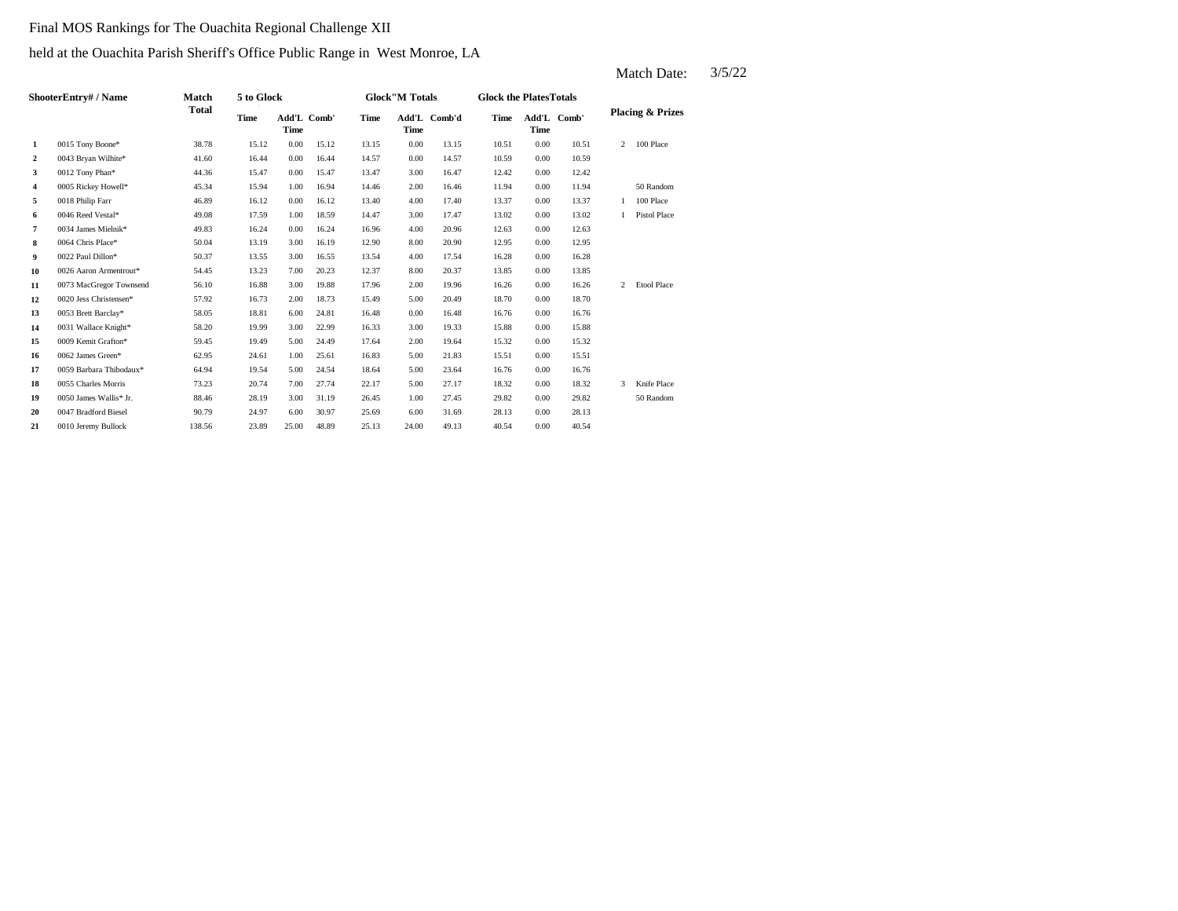Final MOS Rankings for The Ouachita Regional Challenge XII

held at the Ouachita Parish Sheriff's Office Public Range in West Monroe, LA

Match Date: 3/5/22

| Shooter | Entry# / Name | Match Total | 5 to Glock | | | Glock"M Totals | | | Glock the Plates Totals | | | Placing & Prizes | |
|---|---|---|---|---|---|---|---|---|---|---|---|---|---|
| | | | Time | Add'L Time | Comb' | Time | Add'L Time | Comb'd | Time | Add'L Time | Comb' | | |
| 1 | 0015 Tony Boone* | 38.78 | 15.12 | 0.00 | 15.12 | 13.15 | 0.00 | 13.15 | 10.51 | 0.00 | 10.51 | 2 | 100 Place |
| 2 | 0043 Bryan Wilhite* | 41.60 | 16.44 | 0.00 | 16.44 | 14.57 | 0.00 | 14.57 | 10.59 | 0.00 | 10.59 | | |
| 3 | 0012 Tony Phan* | 44.36 | 15.47 | 0.00 | 15.47 | 13.47 | 3.00 | 16.47 | 12.42 | 0.00 | 12.42 | | |
| 4 | 0005 Rickey Howell* | 45.34 | 15.94 | 1.00 | 16.94 | 14.46 | 2.00 | 16.46 | 11.94 | 0.00 | 11.94 | | 50 Random |
| 5 | 0018 Philip Farr | 46.89 | 16.12 | 0.00 | 16.12 | 13.40 | 4.00 | 17.40 | 13.37 | 0.00 | 13.37 | 1 | 100 Place |
| 6 | 0046 Reed Vestal* | 49.08 | 17.59 | 1.00 | 18.59 | 14.47 | 3.00 | 17.47 | 13.02 | 0.00 | 13.02 | 1 | Pistol Place |
| 7 | 0034 James Mielnik* | 49.83 | 16.24 | 0.00 | 16.24 | 16.96 | 4.00 | 20.96 | 12.63 | 0.00 | 12.63 | | |
| 8 | 0064 Chris Place* | 50.04 | 13.19 | 3.00 | 16.19 | 12.90 | 8.00 | 20.90 | 12.95 | 0.00 | 12.95 | | |
| 9 | 0022 Paul Dillon* | 50.37 | 13.55 | 3.00 | 16.55 | 13.54 | 4.00 | 17.54 | 16.28 | 0.00 | 16.28 | | |
| 10 | 0026 Aaron Armentrout* | 54.45 | 13.23 | 7.00 | 20.23 | 12.37 | 8.00 | 20.37 | 13.85 | 0.00 | 13.85 | | |
| 11 | 0073 MacGregor Townsend | 56.10 | 16.88 | 3.00 | 19.88 | 17.96 | 2.00 | 19.96 | 16.26 | 0.00 | 16.26 | 2 | Etool Place |
| 12 | 0020 Jess Christensen* | 57.92 | 16.73 | 2.00 | 18.73 | 15.49 | 5.00 | 20.49 | 18.70 | 0.00 | 18.70 | | |
| 13 | 0053 Brett Barclay* | 58.05 | 18.81 | 6.00 | 24.81 | 16.48 | 0.00 | 16.48 | 16.76 | 0.00 | 16.76 | | |
| 14 | 0031 Wallace Knight* | 58.20 | 19.99 | 3.00 | 22.99 | 16.33 | 3.00 | 19.33 | 15.88 | 0.00 | 15.88 | | |
| 15 | 0009 Kemit Grafton* | 59.45 | 19.49 | 5.00 | 24.49 | 17.64 | 2.00 | 19.64 | 15.32 | 0.00 | 15.32 | | |
| 16 | 0062 James Green* | 62.95 | 24.61 | 1.00 | 25.61 | 16.83 | 5.00 | 21.83 | 15.51 | 0.00 | 15.51 | | |
| 17 | 0059 Barbara Thibodaux* | 64.94 | 19.54 | 5.00 | 24.54 | 18.64 | 5.00 | 23.64 | 16.76 | 0.00 | 16.76 | | |
| 18 | 0055 Charles Morris | 73.23 | 20.74 | 7.00 | 27.74 | 22.17 | 5.00 | 27.17 | 18.32 | 0.00 | 18.32 | 3 | Knife Place |
| 19 | 0050 James Wallis* Jr. | 88.46 | 28.19 | 3.00 | 31.19 | 26.45 | 1.00 | 27.45 | 29.82 | 0.00 | 29.82 | | 50 Random |
| 20 | 0047 Bradford Biesel | 90.79 | 24.97 | 6.00 | 30.97 | 25.69 | 6.00 | 31.69 | 28.13 | 0.00 | 28.13 | | |
| 21 | 0010 Jeremy Bullock | 138.56 | 23.89 | 25.00 | 48.89 | 25.13 | 24.00 | 49.13 | 40.54 | 0.00 | 40.54 | | |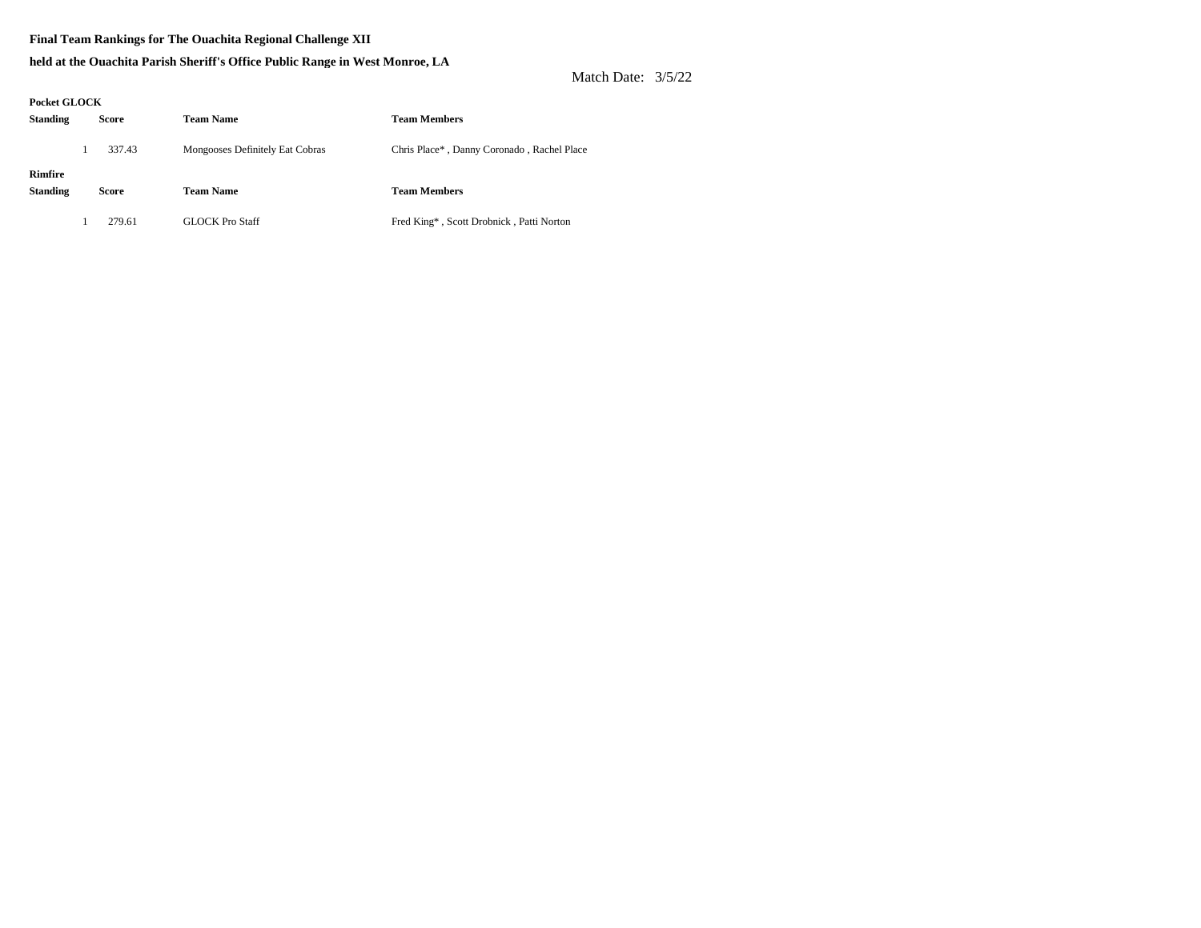**Final Team Rankings for The Ouachita Regional Challenge XII**

**held at the Ouachita Parish Sheriff's Office Public Range in West Monroe, LA**

Match Date: 3/5/22

**Pocket GLOCK**

| Standing | Score | Team Name | Team Members |
|---|---|---|---|
| 1 | 337.43 | Mongooses Definitely Eat Cobras | Chris Place* , Danny Coronado , Rachel Place |

**Rimfire**

| Standing | Score | Team Name | Team Members |
|---|---|---|---|
| 1 | 279.61 | GLOCK Pro Staff | Fred King* , Scott Drobnick , Patti Norton |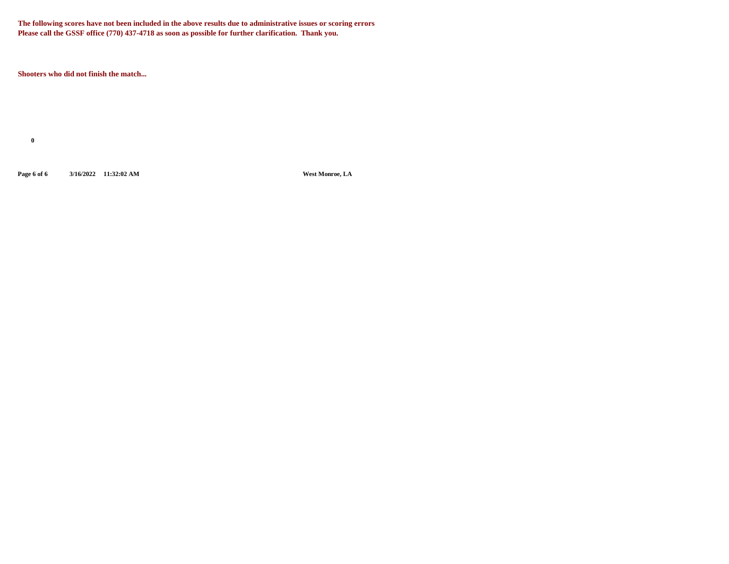**The following scores have not been included in the above results due to administrative issues or scoring errors**
**Please call the GSSF office (770) 437-4718 as soon as possible for further clarification. Thank you.**

**Shooters who did not finish the match...**

**0**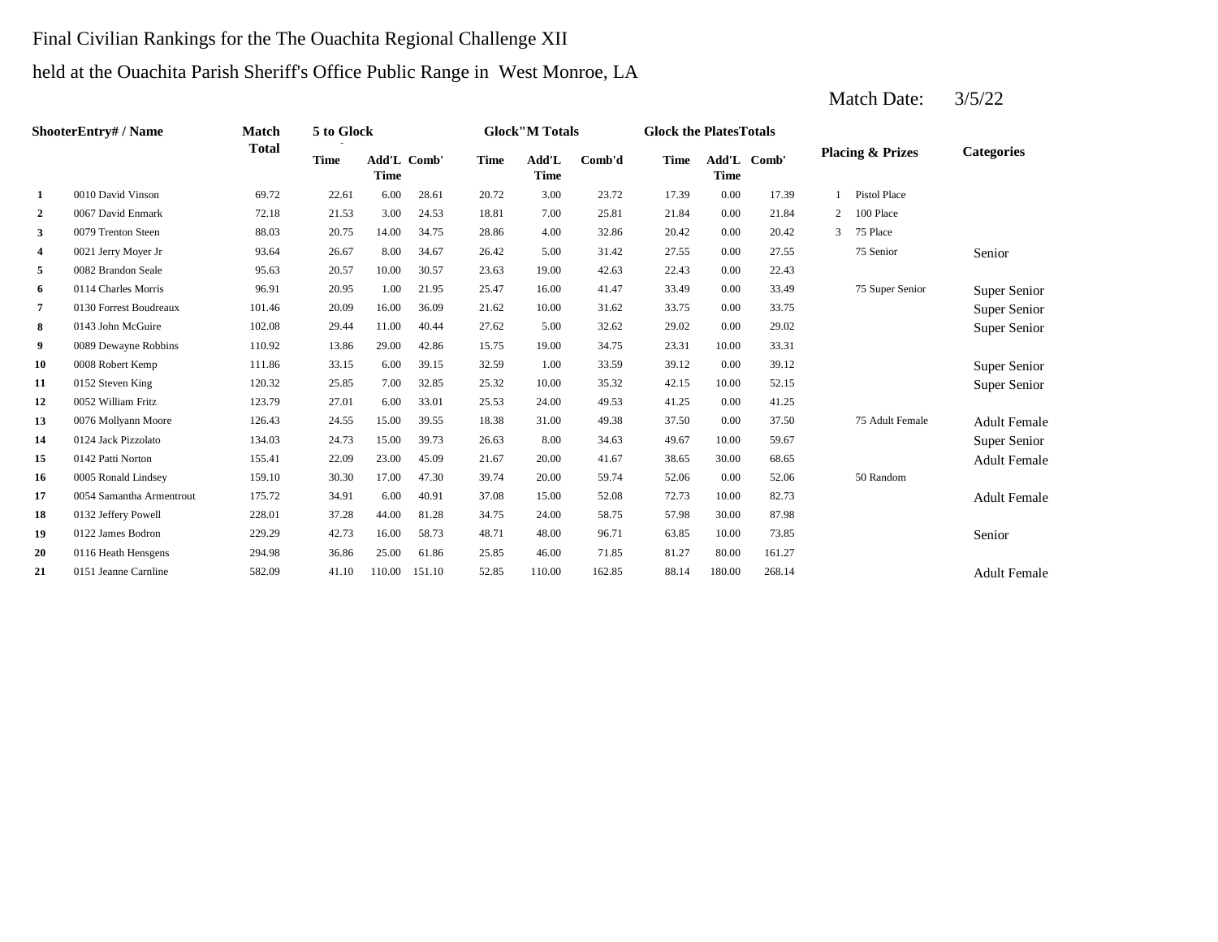Final Civilian Rankings for the The Ouachita Regional Challenge XII

held at the Ouachita Parish Sheriff's Office Public Range in West Monroe, LA

Match Date: 3/5/22

| ShooterEntry# / Name | | Match Total | 5 to Glock | | | Glock"M Totals | | | Glock the PlatesTotals | | | Placing & Prizes | | Categories |
|---|---|---|---|---|---|---|---|---|---|---|---|---|---|---|
| | | | Time | Add'L Time | Comb' | Time | Add'L Time | Comb'd | Time | Add'L Time | Comb' | | | |
| **1** | 0010 David Vinson | 69.72 | 22.61 | 6.00 | 28.61 | 20.72 | 3.00 | 23.72 | 17.39 | 0.00 | 17.39 | 1 | Pistol Place | |
| **2** | 0067 David Enmark | 72.18 | 21.53 | 3.00 | 24.53 | 18.81 | 7.00 | 25.81 | 21.84 | 0.00 | 21.84 | 2 | 100 Place | |
| **3** | 0079 Trenton Steen | 88.03 | 20.75 | 14.00 | 34.75 | 28.86 | 4.00 | 32.86 | 20.42 | 0.00 | 20.42 | 3 | 75 Place | |
| **4** | 0021 Jerry Moyer Jr | 93.64 | 26.67 | 8.00 | 34.67 | 26.42 | 5.00 | 31.42 | 27.55 | 0.00 | 27.55 | | 75 Senior | Senior |
| **5** | 0082 Brandon Seale | 95.63 | 20.57 | 10.00 | 30.57 | 23.63 | 19.00 | 42.63 | 22.43 | 0.00 | 22.43 | | | |
| **6** | 0114 Charles Morris | 96.91 | 20.95 | 1.00 | 21.95 | 25.47 | 16.00 | 41.47 | 33.49 | 0.00 | 33.49 | | 75 Super Senior | Super Senior |
| **7** | 0130 Forrest Boudreaux | 101.46 | 20.09 | 16.00 | 36.09 | 21.62 | 10.00 | 31.62 | 33.75 | 0.00 | 33.75 | | | Super Senior |
| **8** | 0143 John McGuire | 102.08 | 29.44 | 11.00 | 40.44 | 27.62 | 5.00 | 32.62 | 29.02 | 0.00 | 29.02 | | | Super Senior |
| **9** | 0089 Dewayne Robbins | 110.92 | 13.86 | 29.00 | 42.86 | 15.75 | 19.00 | 34.75 | 23.31 | 10.00 | 33.31 | | | |
| **10** | 0008 Robert Kemp | 111.86 | 33.15 | 6.00 | 39.15 | 32.59 | 1.00 | 33.59 | 39.12 | 0.00 | 39.12 | | | Super Senior |
| **11** | 0152 Steven King | 120.32 | 25.85 | 7.00 | 32.85 | 25.32 | 10.00 | 35.32 | 42.15 | 10.00 | 52.15 | | | Super Senior |
| **12** | 0052 William Fritz | 123.79 | 27.01 | 6.00 | 33.01 | 25.53 | 24.00 | 49.53 | 41.25 | 0.00 | 41.25 | | | |
| **13** | 0076 Mollyann Moore | 126.43 | 24.55 | 15.00 | 39.55 | 18.38 | 31.00 | 49.38 | 37.50 | 0.00 | 37.50 | | 75 Adult Female | Adult Female |
| **14** | 0124 Jack Pizzolato | 134.03 | 24.73 | 15.00 | 39.73 | 26.63 | 8.00 | 34.63 | 49.67 | 10.00 | 59.67 | | | Super Senior |
| **15** | 0142 Patti Norton | 155.41 | 22.09 | 23.00 | 45.09 | 21.67 | 20.00 | 41.67 | 38.65 | 30.00 | 68.65 | | | Adult Female |
| **16** | 0005 Ronald Lindsey | 159.10 | 30.30 | 17.00 | 47.30 | 39.74 | 20.00 | 59.74 | 52.06 | 0.00 | 52.06 | | 50 Random | |
| **17** | 0054 Samantha Armentrout | 175.72 | 34.91 | 6.00 | 40.91 | 37.08 | 15.00 | 52.08 | 72.73 | 10.00 | 82.73 | | | Adult Female |
| **18** | 0132 Jeffery Powell | 228.01 | 37.28 | 44.00 | 81.28 | 34.75 | 24.00 | 58.75 | 57.98 | 30.00 | 87.98 | | | |
| **19** | 0122 James Bodron | 229.29 | 42.73 | 16.00 | 58.73 | 48.71 | 48.00 | 96.71 | 63.85 | 10.00 | 73.85 | | | Senior |
| **20** | 0116 Heath Hensgens | 294.98 | 36.86 | 25.00 | 61.86 | 25.85 | 46.00 | 71.85 | 81.27 | 80.00 | 161.27 | | | |
| **21** | 0151 Jeanne Carnline | 582.09 | 41.10 | 110.00 | 151.10 | 52.85 | 110.00 | 162.85 | 88.14 | 180.00 | 268.14 | | | Adult Female |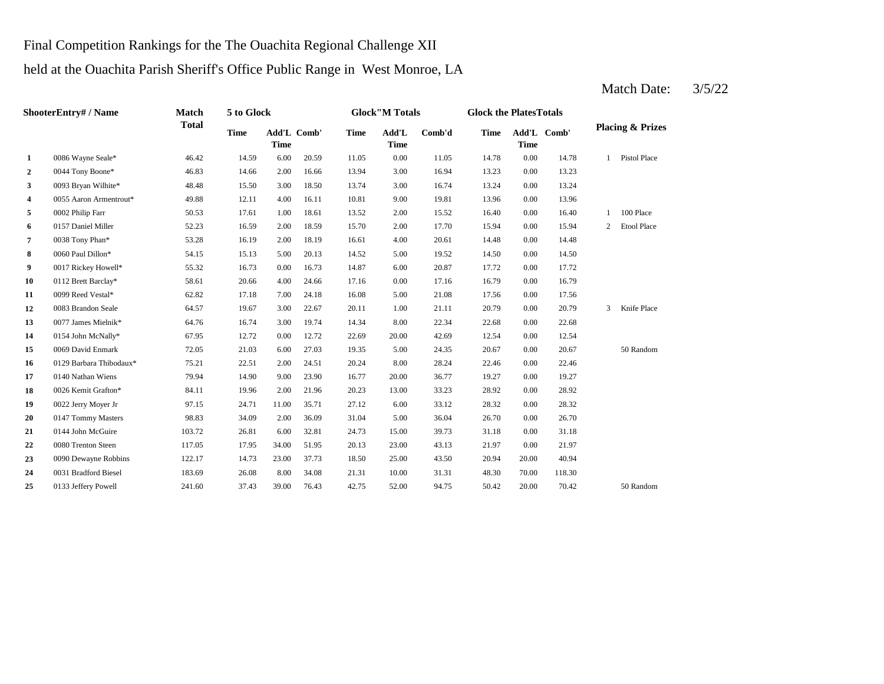Final Competition Rankings for the The Ouachita Regional Challenge XII

held at the Ouachita Parish Sheriff's Office Public Range in West Monroe, LA

Match Date: 3/5/22

| ShooterEntry# / Name | | Match Total | 5 to Glock | | | Glock"M Totals | | | Glock the PlatesTotals | | | Placing & Prizes | |
|---|---|---|---|---|---|---|---|---|---|---|---|---|---|
| | | | Time | Add'L Time | Comb' | Time | Add'L Time | Comb'd | Time | Add'L Time | Comb' | | |
| 1 | 0086 Wayne Seale* | 46.42 | 14.59 | 6.00 | 20.59 | 11.05 | 0.00 | 11.05 | 14.78 | 0.00 | 14.78 | 1 | Pistol Place |
| 2 | 0044 Tony Boone* | 46.83 | 14.66 | 2.00 | 16.66 | 13.94 | 3.00 | 16.94 | 13.23 | 0.00 | 13.23 | | |
| 3 | 0093 Bryan Wilhite* | 48.48 | 15.50 | 3.00 | 18.50 | 13.74 | 3.00 | 16.74 | 13.24 | 0.00 | 13.24 | | |
| 4 | 0055 Aaron Armentrout* | 49.88 | 12.11 | 4.00 | 16.11 | 10.81 | 9.00 | 19.81 | 13.96 | 0.00 | 13.96 | | |
| 5 | 0002 Philip Farr | 50.53 | 17.61 | 1.00 | 18.61 | 13.52 | 2.00 | 15.52 | 16.40 | 0.00 | 16.40 | 1 | 100 Place |
| 6 | 0157 Daniel Miller | 52.23 | 16.59 | 2.00 | 18.59 | 15.70 | 2.00 | 17.70 | 15.94 | 0.00 | 15.94 | 2 | Etool Place |
| 7 | 0038 Tony Phan* | 53.28 | 16.19 | 2.00 | 18.19 | 16.61 | 4.00 | 20.61 | 14.48 | 0.00 | 14.48 | | |
| 8 | 0060 Paul Dillon* | 54.15 | 15.13 | 5.00 | 20.13 | 14.52 | 5.00 | 19.52 | 14.50 | 0.00 | 14.50 | | |
| 9 | 0017 Rickey Howell* | 55.32 | 16.73 | 0.00 | 16.73 | 14.87 | 6.00 | 20.87 | 17.72 | 0.00 | 17.72 | | |
| 10 | 0112 Brett Barclay* | 58.61 | 20.66 | 4.00 | 24.66 | 17.16 | 0.00 | 17.16 | 16.79 | 0.00 | 16.79 | | |
| 11 | 0099 Reed Vestal* | 62.82 | 17.18 | 7.00 | 24.18 | 16.08 | 5.00 | 21.08 | 17.56 | 0.00 | 17.56 | | |
| 12 | 0083 Brandon Seale | 64.57 | 19.67 | 3.00 | 22.67 | 20.11 | 1.00 | 21.11 | 20.79 | 0.00 | 20.79 | 3 | Knife Place |
| 13 | 0077 James Mielnik* | 64.76 | 16.74 | 3.00 | 19.74 | 14.34 | 8.00 | 22.34 | 22.68 | 0.00 | 22.68 | | |
| 14 | 0154 John McNally* | 67.95 | 12.72 | 0.00 | 12.72 | 22.69 | 20.00 | 42.69 | 12.54 | 0.00 | 12.54 | | |
| 15 | 0069 David Enmark | 72.05 | 21.03 | 6.00 | 27.03 | 19.35 | 5.00 | 24.35 | 20.67 | 0.00 | 20.67 | | 50 Random |
| 16 | 0129 Barbara Thibodaux* | 75.21 | 22.51 | 2.00 | 24.51 | 20.24 | 8.00 | 28.24 | 22.46 | 0.00 | 22.46 | | |
| 17 | 0140 Nathan Wiens | 79.94 | 14.90 | 9.00 | 23.90 | 16.77 | 20.00 | 36.77 | 19.27 | 0.00 | 19.27 | | |
| 18 | 0026 Kemit Grafton* | 84.11 | 19.96 | 2.00 | 21.96 | 20.23 | 13.00 | 33.23 | 28.92 | 0.00 | 28.92 | | |
| 19 | 0022 Jerry Moyer Jr | 97.15 | 24.71 | 11.00 | 35.71 | 27.12 | 6.00 | 33.12 | 28.32 | 0.00 | 28.32 | | |
| 20 | 0147 Tommy Masters | 98.83 | 34.09 | 2.00 | 36.09 | 31.04 | 5.00 | 36.04 | 26.70 | 0.00 | 26.70 | | |
| 21 | 0144 John McGuire | 103.72 | 26.81 | 6.00 | 32.81 | 24.73 | 15.00 | 39.73 | 31.18 | 0.00 | 31.18 | | |
| 22 | 0080 Trenton Steen | 117.05 | 17.95 | 34.00 | 51.95 | 20.13 | 23.00 | 43.13 | 21.97 | 0.00 | 21.97 | | |
| 23 | 0090 Dewayne Robbins | 122.17 | 14.73 | 23.00 | 37.73 | 18.50 | 25.00 | 43.50 | 20.94 | 20.00 | 40.94 | | |
| 24 | 0031 Bradford Biesel | 183.69 | 26.08 | 8.00 | 34.08 | 21.31 | 10.00 | 31.31 | 48.30 | 70.00 | 118.30 | | |
| 25 | 0133 Jeffery Powell | 241.60 | 37.43 | 39.00 | 76.43 | 42.75 | 52.00 | 94.75 | 50.42 | 20.00 | 70.42 | | 50 Random |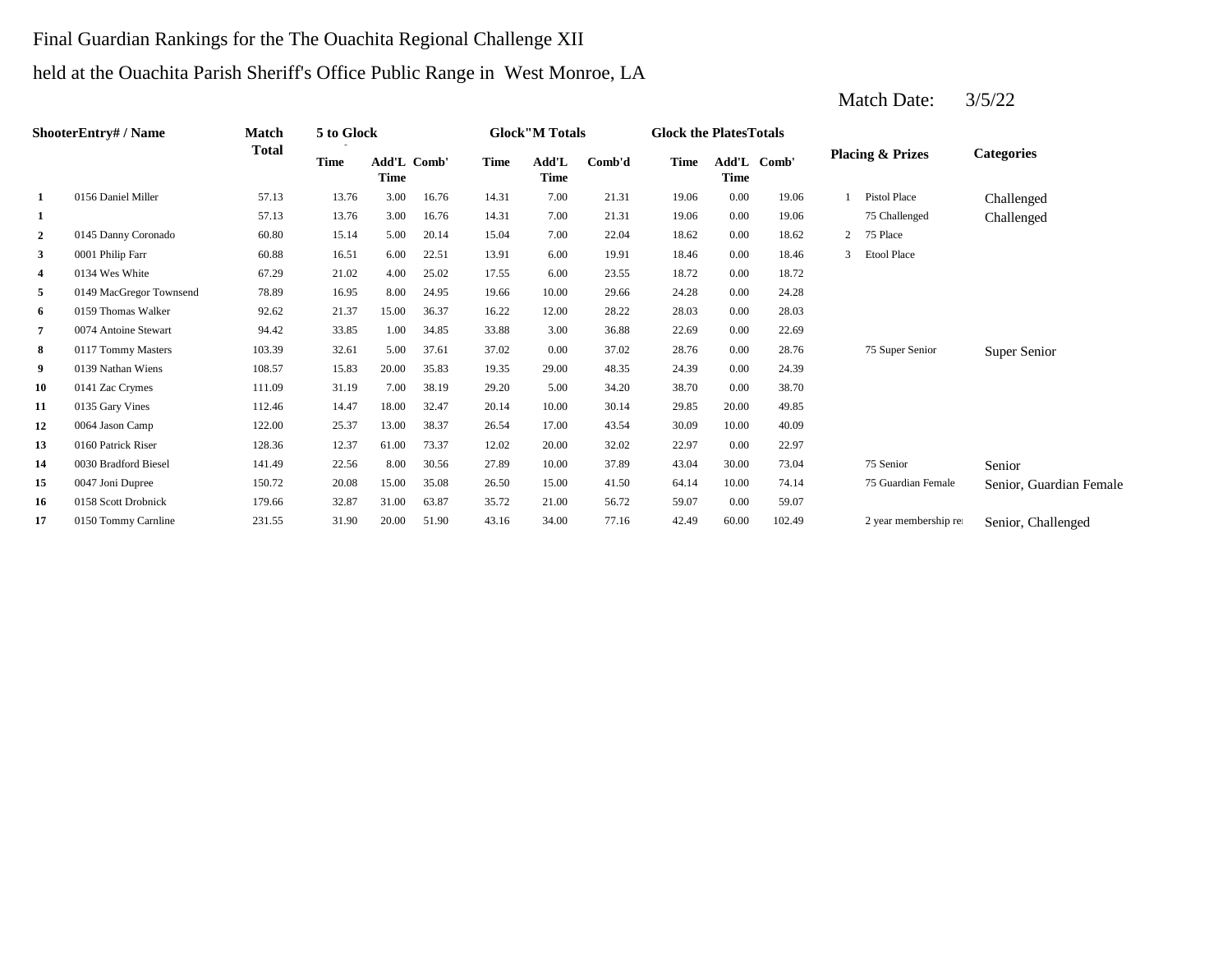Final Guardian Rankings for the The Ouachita Regional Challenge XII

held at the Ouachita Parish Sheriff's Office Public Range in West Monroe, LA

Match Date: 3/5/22

| Shooter | Entry# / Name | Match Total | 5 to Glock | | | Glock"M Totals | | | Glock the Plates Totals | | | Placing & Prizes | | Categories |
|---|---|---|---|---|---|---|---|---|---|---|---|---|---|---|
| | | | Time | Add'L Time | Comb' | Time | Add'L Time | Comb'd | Time | Add'L Time | Comb' | | | |
| 1 | 0156 Daniel Miller | 57.13 | 13.76 | 3.00 | 16.76 | 14.31 | 7.00 | 21.31 | 19.06 | 0.00 | 19.06 | 1 | Pistol Place | Challenged |
| 1 | | 57.13 | 13.76 | 3.00 | 16.76 | 14.31 | 7.00 | 21.31 | 19.06 | 0.00 | 19.06 | | 75 Challenged | Challenged |
| 2 | 0145 Danny Coronado | 60.80 | 15.14 | 5.00 | 20.14 | 15.04 | 7.00 | 22.04 | 18.62 | 0.00 | 18.62 | 2 | 75 Place | |
| 3 | 0001 Philip Farr | 60.88 | 16.51 | 6.00 | 22.51 | 13.91 | 6.00 | 19.91 | 18.46 | 0.00 | 18.46 | 3 | Etool Place | |
| 4 | 0134 Wes White | 67.29 | 21.02 | 4.00 | 25.02 | 17.55 | 6.00 | 23.55 | 18.72 | 0.00 | 18.72 | | | |
| 5 | 0149 MacGregor Townsend | 78.89 | 16.95 | 8.00 | 24.95 | 19.66 | 10.00 | 29.66 | 24.28 | 0.00 | 24.28 | | | |
| 6 | 0159 Thomas Walker | 92.62 | 21.37 | 15.00 | 36.37 | 16.22 | 12.00 | 28.22 | 28.03 | 0.00 | 28.03 | | | |
| 7 | 0074 Antoine Stewart | 94.42 | 33.85 | 1.00 | 34.85 | 33.88 | 3.00 | 36.88 | 22.69 | 0.00 | 22.69 | | | |
| 8 | 0117 Tommy Masters | 103.39 | 32.61 | 5.00 | 37.61 | 37.02 | 0.00 | 37.02 | 28.76 | 0.00 | 28.76 | | 75 Super Senior | Super Senior |
| 9 | 0139 Nathan Wiens | 108.57 | 15.83 | 20.00 | 35.83 | 19.35 | 29.00 | 48.35 | 24.39 | 0.00 | 24.39 | | | |
| 10 | 0141 Zac Crymes | 111.09 | 31.19 | 7.00 | 38.19 | 29.20 | 5.00 | 34.20 | 38.70 | 0.00 | 38.70 | | | |
| 11 | 0135 Gary Vines | 112.46 | 14.47 | 18.00 | 32.47 | 20.14 | 10.00 | 30.14 | 29.85 | 20.00 | 49.85 | | | |
| 12 | 0064 Jason Camp | 122.00 | 25.37 | 13.00 | 38.37 | 26.54 | 17.00 | 43.54 | 30.09 | 10.00 | 40.09 | | | |
| 13 | 0160 Patrick Riser | 128.36 | 12.37 | 61.00 | 73.37 | 12.02 | 20.00 | 32.02 | 22.97 | 0.00 | 22.97 | | | |
| 14 | 0030 Bradford Biesel | 141.49 | 22.56 | 8.00 | 30.56 | 27.89 | 10.00 | 37.89 | 43.04 | 30.00 | 73.04 | | 75 Senior | Senior |
| 15 | 0047 Joni Dupree | 150.72 | 20.08 | 15.00 | 35.08 | 26.50 | 15.00 | 41.50 | 64.14 | 10.00 | 74.14 | | 75 Guardian Female | Senior, Guardian Female |
| 16 | 0158 Scott Drobnick | 179.66 | 32.87 | 31.00 | 63.87 | 35.72 | 21.00 | 56.72 | 59.07 | 0.00 | 59.07 | | | |
| 17 | 0150 Tommy Carnline | 231.55 | 31.90 | 20.00 | 51.90 | 43.16 | 34.00 | 77.16 | 42.49 | 60.00 | 102.49 | | 2 year membership re | Senior, Challenged |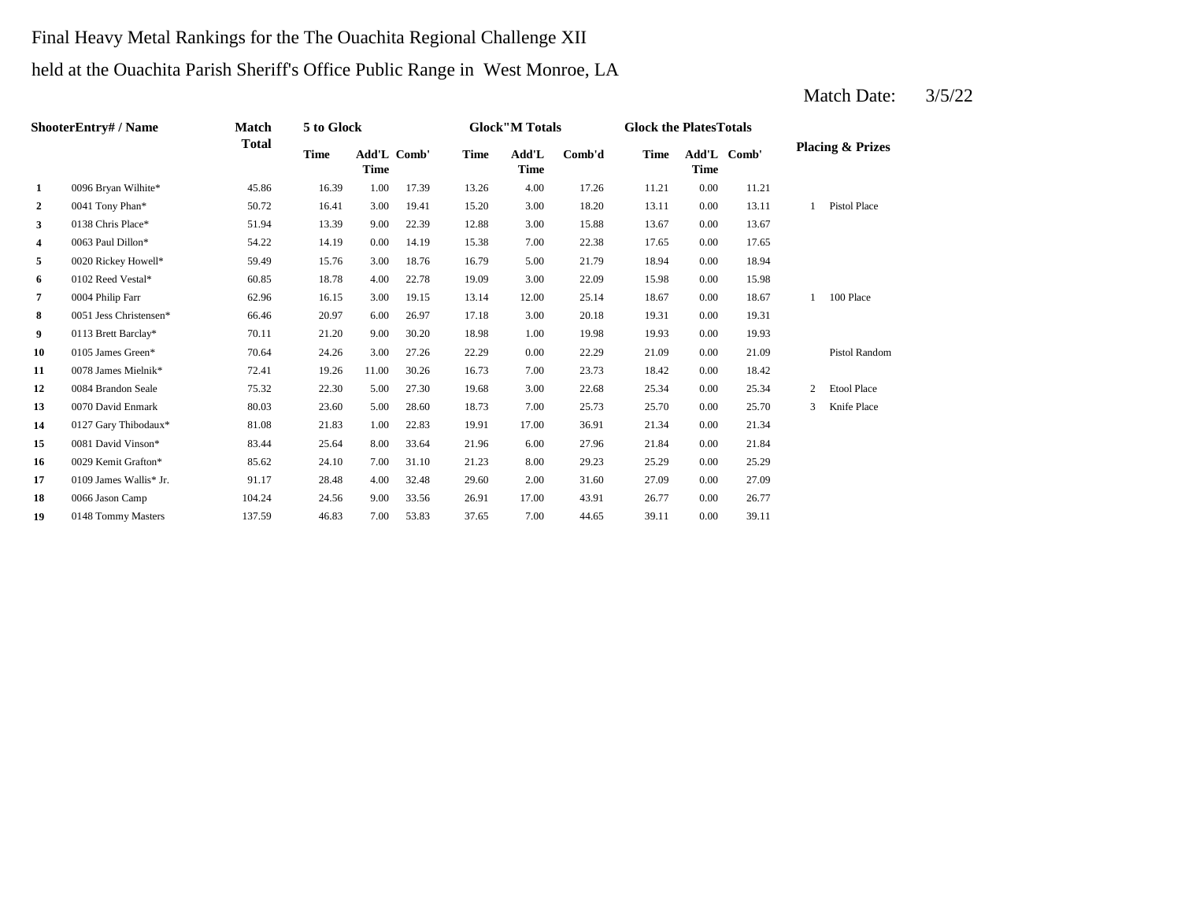Final Heavy Metal Rankings for the The Ouachita Regional Challenge XII

held at the Ouachita Parish Sheriff's Office Public Range in West Monroe, LA

Match Date: 3/5/22

| Shooter | Entry# / Name | Match Total | 5 to Glock | | | Glock"M Totals | | | Glock the Plates Totals | | | Placing & Prizes | |
|---|---|---|---|---|---|---|---|---|---|---|---|---|---|
| | | | Time | Add'L Time | Comb' | Time | Add'L Time | Comb'd | Time | Add'L Time | Comb' | | |
| 1 | 0096 Bryan Wilhite* | 45.86 | 16.39 | 1.00 | 17.39 | 13.26 | 4.00 | 17.26 | 11.21 | 0.00 | 11.21 | | |
| 2 | 0041 Tony Phan* | 50.72 | 16.41 | 3.00 | 19.41 | 15.20 | 3.00 | 18.20 | 13.11 | 0.00 | 13.11 | 1 | Pistol Place |
| 3 | 0138 Chris Place* | 51.94 | 13.39 | 9.00 | 22.39 | 12.88 | 3.00 | 15.88 | 13.67 | 0.00 | 13.67 | | |
| 4 | 0063 Paul Dillon* | 54.22 | 14.19 | 0.00 | 14.19 | 15.38 | 7.00 | 22.38 | 17.65 | 0.00 | 17.65 | | |
| 5 | 0020 Rickey Howell* | 59.49 | 15.76 | 3.00 | 18.76 | 16.79 | 5.00 | 21.79 | 18.94 | 0.00 | 18.94 | | |
| 6 | 0102 Reed Vestal* | 60.85 | 18.78 | 4.00 | 22.78 | 19.09 | 3.00 | 22.09 | 15.98 | 0.00 | 15.98 | | |
| 7 | 0004 Philip Farr | 62.96 | 16.15 | 3.00 | 19.15 | 13.14 | 12.00 | 25.14 | 18.67 | 0.00 | 18.67 | 1 | 100 Place |
| 8 | 0051 Jess Christensen* | 66.46 | 20.97 | 6.00 | 26.97 | 17.18 | 3.00 | 20.18 | 19.31 | 0.00 | 19.31 | | |
| 9 | 0113 Brett Barclay* | 70.11 | 21.20 | 9.00 | 30.20 | 18.98 | 1.00 | 19.98 | 19.93 | 0.00 | 19.93 | | |
| 10 | 0105 James Green* | 70.64 | 24.26 | 3.00 | 27.26 | 22.29 | 0.00 | 22.29 | 21.09 | 0.00 | 21.09 | | Pistol Random |
| 11 | 0078 James Mielnik* | 72.41 | 19.26 | 11.00 | 30.26 | 16.73 | 7.00 | 23.73 | 18.42 | 0.00 | 18.42 | | |
| 12 | 0084 Brandon Seale | 75.32 | 22.30 | 5.00 | 27.30 | 19.68 | 3.00 | 22.68 | 25.34 | 0.00 | 25.34 | 2 | Etool Place |
| 13 | 0070 David Enmark | 80.03 | 23.60 | 5.00 | 28.60 | 18.73 | 7.00 | 25.73 | 25.70 | 0.00 | 25.70 | 3 | Knife Place |
| 14 | 0127 Gary Thibodaux* | 81.08 | 21.83 | 1.00 | 22.83 | 19.91 | 17.00 | 36.91 | 21.34 | 0.00 | 21.34 | | |
| 15 | 0081 David Vinson* | 83.44 | 25.64 | 8.00 | 33.64 | 21.96 | 6.00 | 27.96 | 21.84 | 0.00 | 21.84 | | |
| 16 | 0029 Kemit Grafton* | 85.62 | 24.10 | 7.00 | 31.10 | 21.23 | 8.00 | 29.23 | 25.29 | 0.00 | 25.29 | | |
| 17 | 0109 James Wallis* Jr. | 91.17 | 28.48 | 4.00 | 32.48 | 29.60 | 2.00 | 31.60 | 27.09 | 0.00 | 27.09 | | |
| 18 | 0066 Jason Camp | 104.24 | 24.56 | 9.00 | 33.56 | 26.91 | 17.00 | 43.91 | 26.77 | 0.00 | 26.77 | | |
| 19 | 0148 Tommy Masters | 137.59 | 46.83 | 7.00 | 53.83 | 37.65 | 7.00 | 44.65 | 39.11 | 0.00 | 39.11 | | |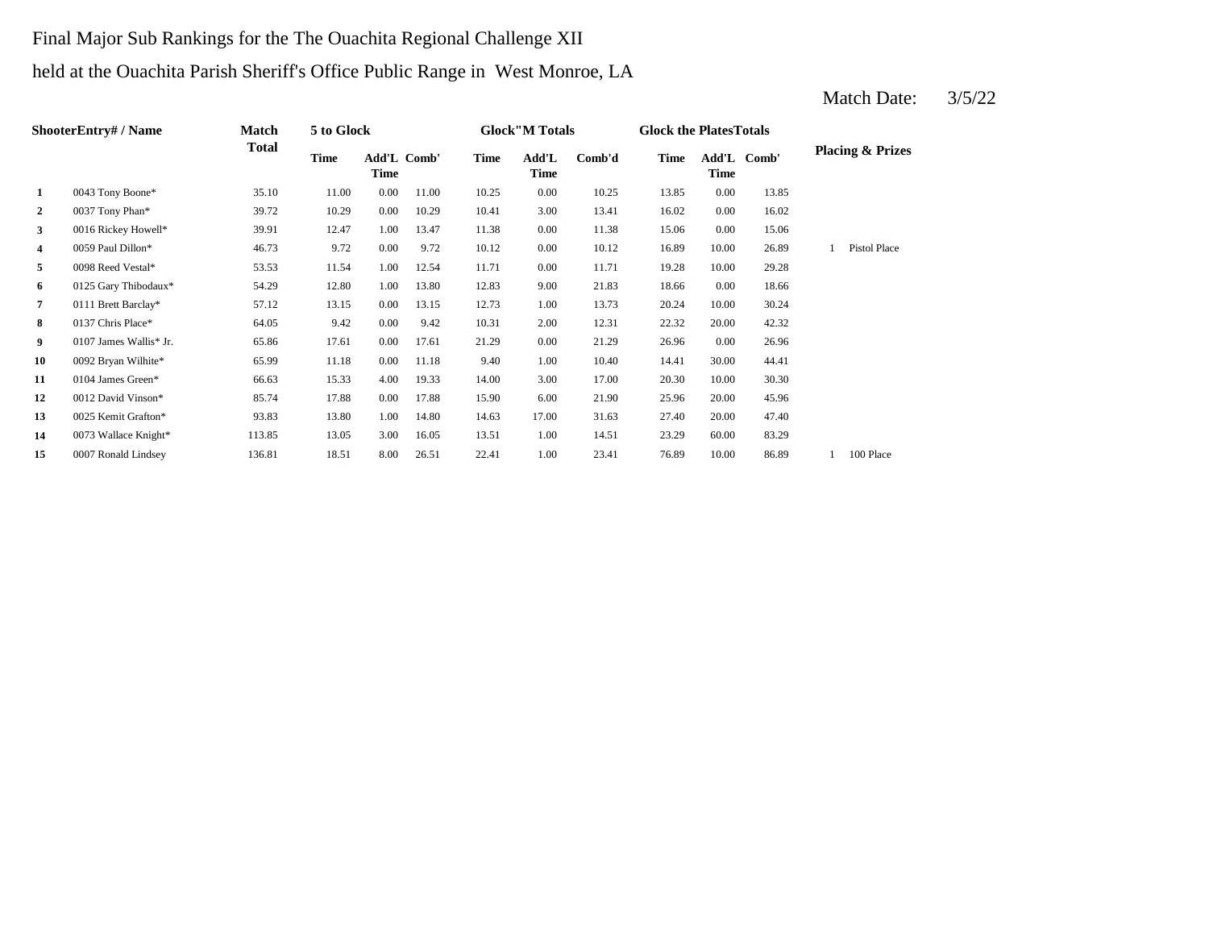Final Major Sub Rankings for the The Ouachita Regional Challenge XII

held at the Ouachita Parish Sheriff's Office Public Range in West Monroe, LA

Match Date: 3/5/22

| ShooterEntry# / Name | | Match Total | 5 to Glock | | | Glock"M Totals | | | Glock the PlatesTotals | | | Placing & Prizes | |
|---|---|---|---|---|---|---|---|---|---|---|---|---|---|
| | | | Time | Add'L Time | Comb' | Time | Add'L Time | Comb'd | Time | Add'L Time | Comb' | | |
| 1 | 0043 Tony Boone* | 35.10 | 11.00 | 0.00 | 11.00 | 10.25 | 0.00 | 10.25 | 13.85 | 0.00 | 13.85 | | |
| 2 | 0037 Tony Phan* | 39.72 | 10.29 | 0.00 | 10.29 | 10.41 | 3.00 | 13.41 | 16.02 | 0.00 | 16.02 | | |
| 3 | 0016 Rickey Howell* | 39.91 | 12.47 | 1.00 | 13.47 | 11.38 | 0.00 | 11.38 | 15.06 | 0.00 | 15.06 | | |
| 4 | 0059 Paul Dillon* | 46.73 | 9.72 | 0.00 | 9.72 | 10.12 | 0.00 | 10.12 | 16.89 | 10.00 | 26.89 | 1 | Pistol Place |
| 5 | 0098 Reed Vestal* | 53.53 | 11.54 | 1.00 | 12.54 | 11.71 | 0.00 | 11.71 | 19.28 | 10.00 | 29.28 | | |
| 6 | 0125 Gary Thibodaux* | 54.29 | 12.80 | 1.00 | 13.80 | 12.83 | 9.00 | 21.83 | 18.66 | 0.00 | 18.66 | | |
| 7 | 0111 Brett Barclay* | 57.12 | 13.15 | 0.00 | 13.15 | 12.73 | 1.00 | 13.73 | 20.24 | 10.00 | 30.24 | | |
| 8 | 0137 Chris Place* | 64.05 | 9.42 | 0.00 | 9.42 | 10.31 | 2.00 | 12.31 | 22.32 | 20.00 | 42.32 | | |
| 9 | 0107 James Wallis* Jr. | 65.86 | 17.61 | 0.00 | 17.61 | 21.29 | 0.00 | 21.29 | 26.96 | 0.00 | 26.96 | | |
| 10 | 0092 Bryan Wilhite* | 65.99 | 11.18 | 0.00 | 11.18 | 9.40 | 1.00 | 10.40 | 14.41 | 30.00 | 44.41 | | |
| 11 | 0104 James Green* | 66.63 | 15.33 | 4.00 | 19.33 | 14.00 | 3.00 | 17.00 | 20.30 | 10.00 | 30.30 | | |
| 12 | 0012 David Vinson* | 85.74 | 17.88 | 0.00 | 17.88 | 15.90 | 6.00 | 21.90 | 25.96 | 20.00 | 45.96 | | |
| 13 | 0025 Kemit Grafton* | 93.83 | 13.80 | 1.00 | 14.80 | 14.63 | 17.00 | 31.63 | 27.40 | 20.00 | 47.40 | | |
| 14 | 0073 Wallace Knight* | 113.85 | 13.05 | 3.00 | 16.05 | 13.51 | 1.00 | 14.51 | 23.29 | 60.00 | 83.29 | | |
| 15 | 0007 Ronald Lindsey | 136.81 | 18.51 | 8.00 | 26.51 | 22.41 | 1.00 | 23.41 | 76.89 | 10.00 | 86.89 | 1 | 100 Place |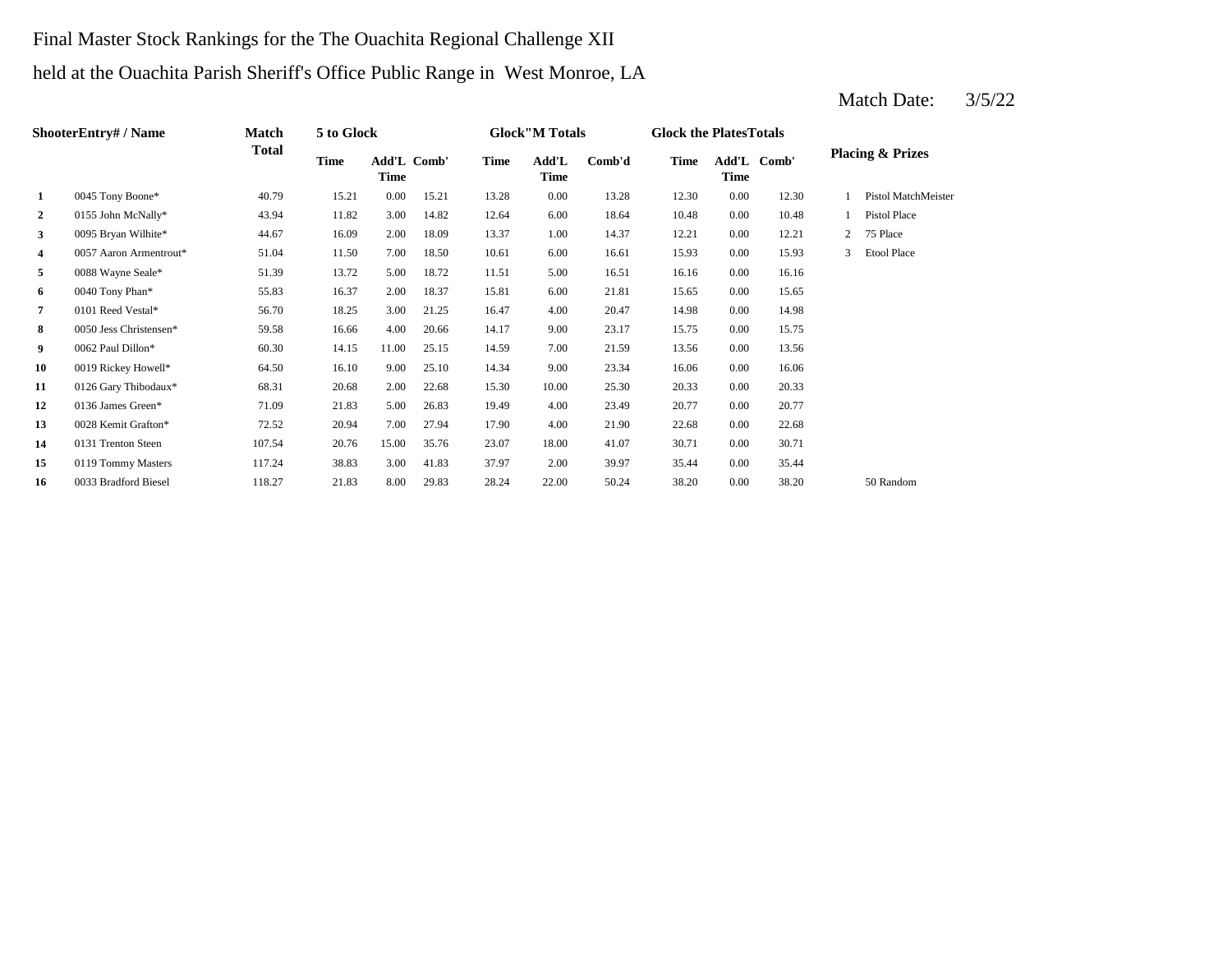Final Master Stock Rankings for the The Ouachita Regional Challenge XII

held at the Ouachita Parish Sheriff's Office Public Range in West Monroe, LA

Match Date: 3/5/22

| ShooterEntry# / Name | | Match Total | 5 to Glock | | | Glock"M Totals | | | Glock the PlatesTotals | | | Placing & Prizes | |
|---|---|---|---|---|---|---|---|---|---|---|---|---|---|
| | | | Time | Add'L Time | Comb' | Time | Add'L Time | Comb'd | Time | Add'L Time | Comb' | | |
| **1** | 0045 Tony Boone* | 40.79 | 15.21 | 0.00 | 15.21 | 13.28 | 0.00 | 13.28 | 12.30 | 0.00 | 12.30 | 1 | Pistol MatchMeister |
| **2** | 0155 John McNally* | 43.94 | 11.82 | 3.00 | 14.82 | 12.64 | 6.00 | 18.64 | 10.48 | 0.00 | 10.48 | 1 | Pistol Place |
| **3** | 0095 Bryan Wilhite* | 44.67 | 16.09 | 2.00 | 18.09 | 13.37 | 1.00 | 14.37 | 12.21 | 0.00 | 12.21 | 2 | 75 Place |
| **4** | 0057 Aaron Armentrout* | 51.04 | 11.50 | 7.00 | 18.50 | 10.61 | 6.00 | 16.61 | 15.93 | 0.00 | 15.93 | 3 | Etool Place |
| **5** | 0088 Wayne Seale* | 51.39 | 13.72 | 5.00 | 18.72 | 11.51 | 5.00 | 16.51 | 16.16 | 0.00 | 16.16 | | |
| **6** | 0040 Tony Phan* | 55.83 | 16.37 | 2.00 | 18.37 | 15.81 | 6.00 | 21.81 | 15.65 | 0.00 | 15.65 | | |
| **7** | 0101 Reed Vestal* | 56.70 | 18.25 | 3.00 | 21.25 | 16.47 | 4.00 | 20.47 | 14.98 | 0.00 | 14.98 | | |
| **8** | 0050 Jess Christensen* | 59.58 | 16.66 | 4.00 | 20.66 | 14.17 | 9.00 | 23.17 | 15.75 | 0.00 | 15.75 | | |
| **9** | 0062 Paul Dillon* | 60.30 | 14.15 | 11.00 | 25.15 | 14.59 | 7.00 | 21.59 | 13.56 | 0.00 | 13.56 | | |
| **10** | 0019 Rickey Howell* | 64.50 | 16.10 | 9.00 | 25.10 | 14.34 | 9.00 | 23.34 | 16.06 | 0.00 | 16.06 | | |
| **11** | 0126 Gary Thibodaux* | 68.31 | 20.68 | 2.00 | 22.68 | 15.30 | 10.00 | 25.30 | 20.33 | 0.00 | 20.33 | | |
| **12** | 0136 James Green* | 71.09 | 21.83 | 5.00 | 26.83 | 19.49 | 4.00 | 23.49 | 20.77 | 0.00 | 20.77 | | |
| **13** | 0028 Kemit Grafton* | 72.52 | 20.94 | 7.00 | 27.94 | 17.90 | 4.00 | 21.90 | 22.68 | 0.00 | 22.68 | | |
| **14** | 0131 Trenton Steen | 107.54 | 20.76 | 15.00 | 35.76 | 23.07 | 18.00 | 41.07 | 30.71 | 0.00 | 30.71 | | |
| **15** | 0119 Tommy Masters | 117.24 | 38.83 | 3.00 | 41.83 | 37.97 | 2.00 | 39.97 | 35.44 | 0.00 | 35.44 | | |
| **16** | 0033 Bradford Biesel | 118.27 | 21.83 | 8.00 | 29.83 | 28.24 | 22.00 | 50.24 | 38.20 | 0.00 | 38.20 | | 50 Random |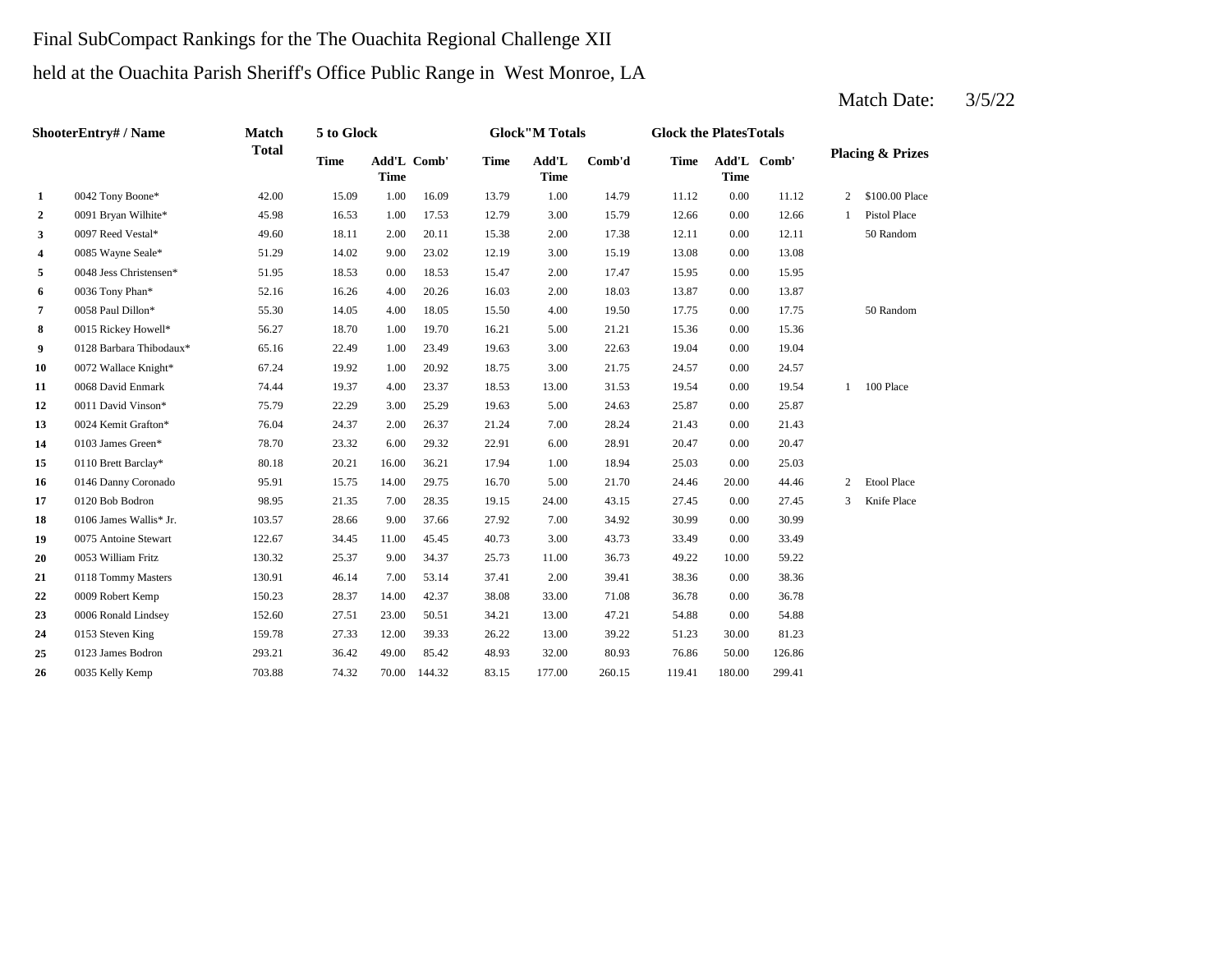Final SubCompact Rankings for the The Ouachita Regional Challenge XII

held at the Ouachita Parish Sheriff's Office Public Range in West Monroe, LA

Match Date: 3/5/22

| ShooterEntry# / Name | | Match Total | 5 to Glock | | | Glock"M Totals | | | Glock the PlatesTotals | | | Placing & Prizes | |
|---|---|---|---|---|---|---|---|---|---|---|---|---|---|
| | | | Time | Add'L Time | Comb' | Time | Add'L Time | Comb'd | Time | Add'L Time | Comb' | | |
| 1 | 0042 Tony Boone* | 42.00 | 15.09 | 1.00 | 16.09 | 13.79 | 1.00 | 14.79 | 11.12 | 0.00 | 11.12 | 2 | $100.00 Place |
| 2 | 0091 Bryan Wilhite* | 45.98 | 16.53 | 1.00 | 17.53 | 12.79 | 3.00 | 15.79 | 12.66 | 0.00 | 12.66 | 1 | Pistol Place |
| 3 | 0097 Reed Vestal* | 49.60 | 18.11 | 2.00 | 20.11 | 15.38 | 2.00 | 17.38 | 12.11 | 0.00 | 12.11 | | 50 Random |
| 4 | 0085 Wayne Seale* | 51.29 | 14.02 | 9.00 | 23.02 | 12.19 | 3.00 | 15.19 | 13.08 | 0.00 | 13.08 | | |
| 5 | 0048 Jess Christensen* | 51.95 | 18.53 | 0.00 | 18.53 | 15.47 | 2.00 | 17.47 | 15.95 | 0.00 | 15.95 | | |
| 6 | 0036 Tony Phan* | 52.16 | 16.26 | 4.00 | 20.26 | 16.03 | 2.00 | 18.03 | 13.87 | 0.00 | 13.87 | | |
| 7 | 0058 Paul Dillon* | 55.30 | 14.05 | 4.00 | 18.05 | 15.50 | 4.00 | 19.50 | 17.75 | 0.00 | 17.75 | | 50 Random |
| 8 | 0015 Rickey Howell* | 56.27 | 18.70 | 1.00 | 19.70 | 16.21 | 5.00 | 21.21 | 15.36 | 0.00 | 15.36 | | |
| 9 | 0128 Barbara Thibodaux* | 65.16 | 22.49 | 1.00 | 23.49 | 19.63 | 3.00 | 22.63 | 19.04 | 0.00 | 19.04 | | |
| 10 | 0072 Wallace Knight* | 67.24 | 19.92 | 1.00 | 20.92 | 18.75 | 3.00 | 21.75 | 24.57 | 0.00 | 24.57 | | |
| 11 | 0068 David Enmark | 74.44 | 19.37 | 4.00 | 23.37 | 18.53 | 13.00 | 31.53 | 19.54 | 0.00 | 19.54 | 1 | 100 Place |
| 12 | 0011 David Vinson* | 75.79 | 22.29 | 3.00 | 25.29 | 19.63 | 5.00 | 24.63 | 25.87 | 0.00 | 25.87 | | |
| 13 | 0024 Kemit Grafton* | 76.04 | 24.37 | 2.00 | 26.37 | 21.24 | 7.00 | 28.24 | 21.43 | 0.00 | 21.43 | | |
| 14 | 0103 James Green* | 78.70 | 23.32 | 6.00 | 29.32 | 22.91 | 6.00 | 28.91 | 20.47 | 0.00 | 20.47 | | |
| 15 | 0110 Brett Barclay* | 80.18 | 20.21 | 16.00 | 36.21 | 17.94 | 1.00 | 18.94 | 25.03 | 0.00 | 25.03 | | |
| 16 | 0146 Danny Coronado | 95.91 | 15.75 | 14.00 | 29.75 | 16.70 | 5.00 | 21.70 | 24.46 | 20.00 | 44.46 | 2 | Etool Place |
| 17 | 0120 Bob Bodron | 98.95 | 21.35 | 7.00 | 28.35 | 19.15 | 24.00 | 43.15 | 27.45 | 0.00 | 27.45 | 3 | Knife Place |
| 18 | 0106 James Wallis* Jr. | 103.57 | 28.66 | 9.00 | 37.66 | 27.92 | 7.00 | 34.92 | 30.99 | 0.00 | 30.99 | | |
| 19 | 0075 Antoine Stewart | 122.67 | 34.45 | 11.00 | 45.45 | 40.73 | 3.00 | 43.73 | 33.49 | 0.00 | 33.49 | | |
| 20 | 0053 William Fritz | 130.32 | 25.37 | 9.00 | 34.37 | 25.73 | 11.00 | 36.73 | 49.22 | 10.00 | 59.22 | | |
| 21 | 0118 Tommy Masters | 130.91 | 46.14 | 7.00 | 53.14 | 37.41 | 2.00 | 39.41 | 38.36 | 0.00 | 38.36 | | |
| 22 | 0009 Robert Kemp | 150.23 | 28.37 | 14.00 | 42.37 | 38.08 | 33.00 | 71.08 | 36.78 | 0.00 | 36.78 | | |
| 23 | 0006 Ronald Lindsey | 152.60 | 27.51 | 23.00 | 50.51 | 34.21 | 13.00 | 47.21 | 54.88 | 0.00 | 54.88 | | |
| 24 | 0153 Steven King | 159.78 | 27.33 | 12.00 | 39.33 | 26.22 | 13.00 | 39.22 | 51.23 | 30.00 | 81.23 | | |
| 25 | 0123 James Bodron | 293.21 | 36.42 | 49.00 | 85.42 | 48.93 | 32.00 | 80.93 | 76.86 | 50.00 | 126.86 | | |
| 26 | 0035 Kelly Kemp | 703.88 | 74.32 | 70.00 | 144.32 | 83.15 | 177.00 | 260.15 | 119.41 | 180.00 | 299.41 | | |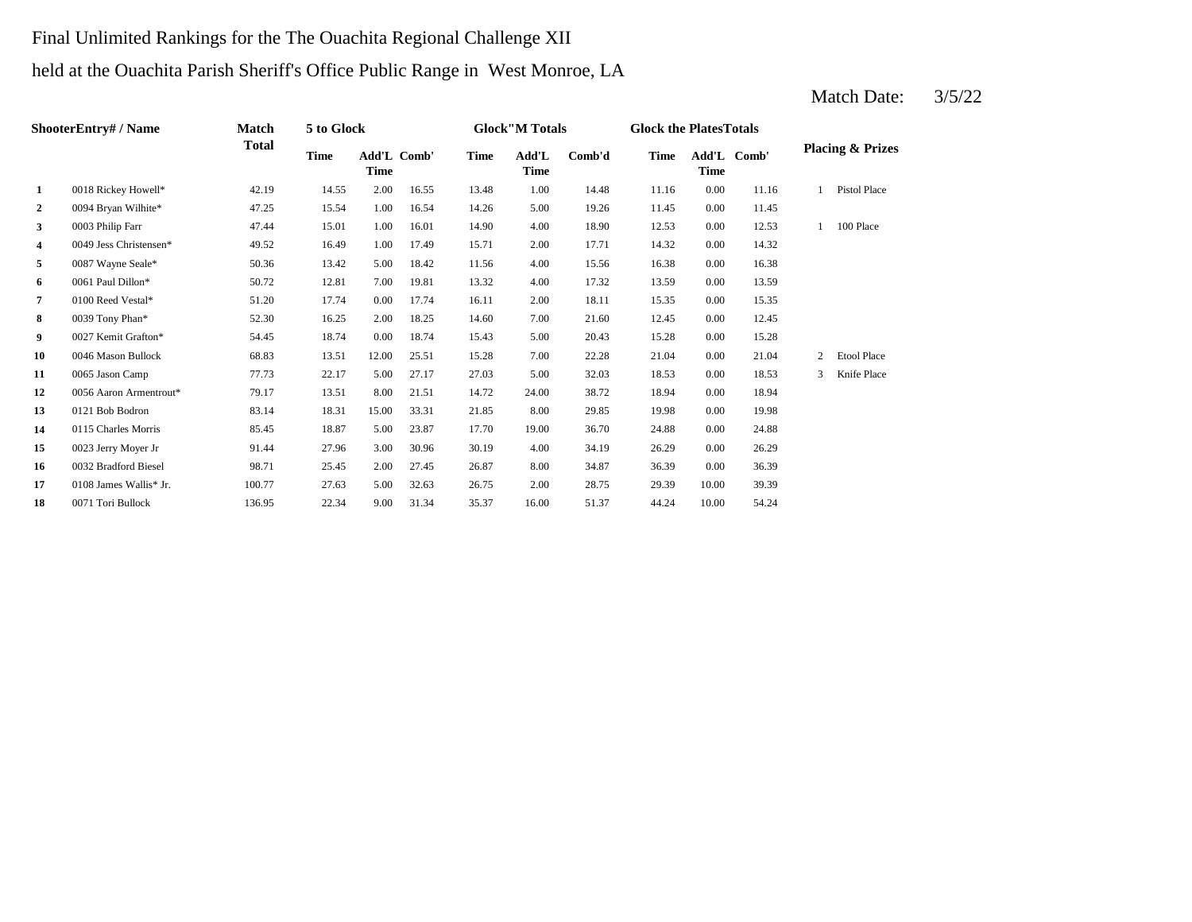Final Unlimited Rankings for the The Ouachita Regional Challenge XII

held at the Ouachita Parish Sheriff's Office Public Range in West Monroe, LA

Match Date: 3/5/22

| Shooter | Entry# / Name | Match Total | 5 to Glock | | | Glock"M Totals | | | Glock the Plates Totals | | | Placing & Prizes | |
|---|---|---|---|---|---|---|---|---|---|---|---|---|---|
| | | | Time | Add'L Time | Comb' | Time | Add'L Time | Comb'd | Time | Add'L Time | Comb' | | |
| 1 | 0018 Rickey Howell* | 42.19 | 14.55 | 2.00 | 16.55 | 13.48 | 1.00 | 14.48 | 11.16 | 0.00 | 11.16 | 1 | Pistol Place |
| 2 | 0094 Bryan Wilhite* | 47.25 | 15.54 | 1.00 | 16.54 | 14.26 | 5.00 | 19.26 | 11.45 | 0.00 | 11.45 | | |
| 3 | 0003 Philip Farr | 47.44 | 15.01 | 1.00 | 16.01 | 14.90 | 4.00 | 18.90 | 12.53 | 0.00 | 12.53 | 1 | 100 Place |
| 4 | 0049 Jess Christensen* | 49.52 | 16.49 | 1.00 | 17.49 | 15.71 | 2.00 | 17.71 | 14.32 | 0.00 | 14.32 | | |
| 5 | 0087 Wayne Seale* | 50.36 | 13.42 | 5.00 | 18.42 | 11.56 | 4.00 | 15.56 | 16.38 | 0.00 | 16.38 | | |
| 6 | 0061 Paul Dillon* | 50.72 | 12.81 | 7.00 | 19.81 | 13.32 | 4.00 | 17.32 | 13.59 | 0.00 | 13.59 | | |
| 7 | 0100 Reed Vestal* | 51.20 | 17.74 | 0.00 | 17.74 | 16.11 | 2.00 | 18.11 | 15.35 | 0.00 | 15.35 | | |
| 8 | 0039 Tony Phan* | 52.30 | 16.25 | 2.00 | 18.25 | 14.60 | 7.00 | 21.60 | 12.45 | 0.00 | 12.45 | | |
| 9 | 0027 Kemit Grafton* | 54.45 | 18.74 | 0.00 | 18.74 | 15.43 | 5.00 | 20.43 | 15.28 | 0.00 | 15.28 | | |
| 10 | 0046 Mason Bullock | 68.83 | 13.51 | 12.00 | 25.51 | 15.28 | 7.00 | 22.28 | 21.04 | 0.00 | 21.04 | 2 | Etool Place |
| 11 | 0065 Jason Camp | 77.73 | 22.17 | 5.00 | 27.17 | 27.03 | 5.00 | 32.03 | 18.53 | 0.00 | 18.53 | 3 | Knife Place |
| 12 | 0056 Aaron Armentrout* | 79.17 | 13.51 | 8.00 | 21.51 | 14.72 | 24.00 | 38.72 | 18.94 | 0.00 | 18.94 | | |
| 13 | 0121 Bob Bodron | 83.14 | 18.31 | 15.00 | 33.31 | 21.85 | 8.00 | 29.85 | 19.98 | 0.00 | 19.98 | | |
| 14 | 0115 Charles Morris | 85.45 | 18.87 | 5.00 | 23.87 | 17.70 | 19.00 | 36.70 | 24.88 | 0.00 | 24.88 | | |
| 15 | 0023 Jerry Moyer Jr | 91.44 | 27.96 | 3.00 | 30.96 | 30.19 | 4.00 | 34.19 | 26.29 | 0.00 | 26.29 | | |
| 16 | 0032 Bradford Biesel | 98.71 | 25.45 | 2.00 | 27.45 | 26.87 | 8.00 | 34.87 | 36.39 | 0.00 | 36.39 | | |
| 17 | 0108 James Wallis* Jr. | 100.77 | 27.63 | 5.00 | 32.63 | 26.75 | 2.00 | 28.75 | 29.39 | 10.00 | 39.39 | | |
| 18 | 0071 Tori Bullock | 136.95 | 22.34 | 9.00 | 31.34 | 35.37 | 16.00 | 51.37 | 44.24 | 10.00 | 54.24 | | |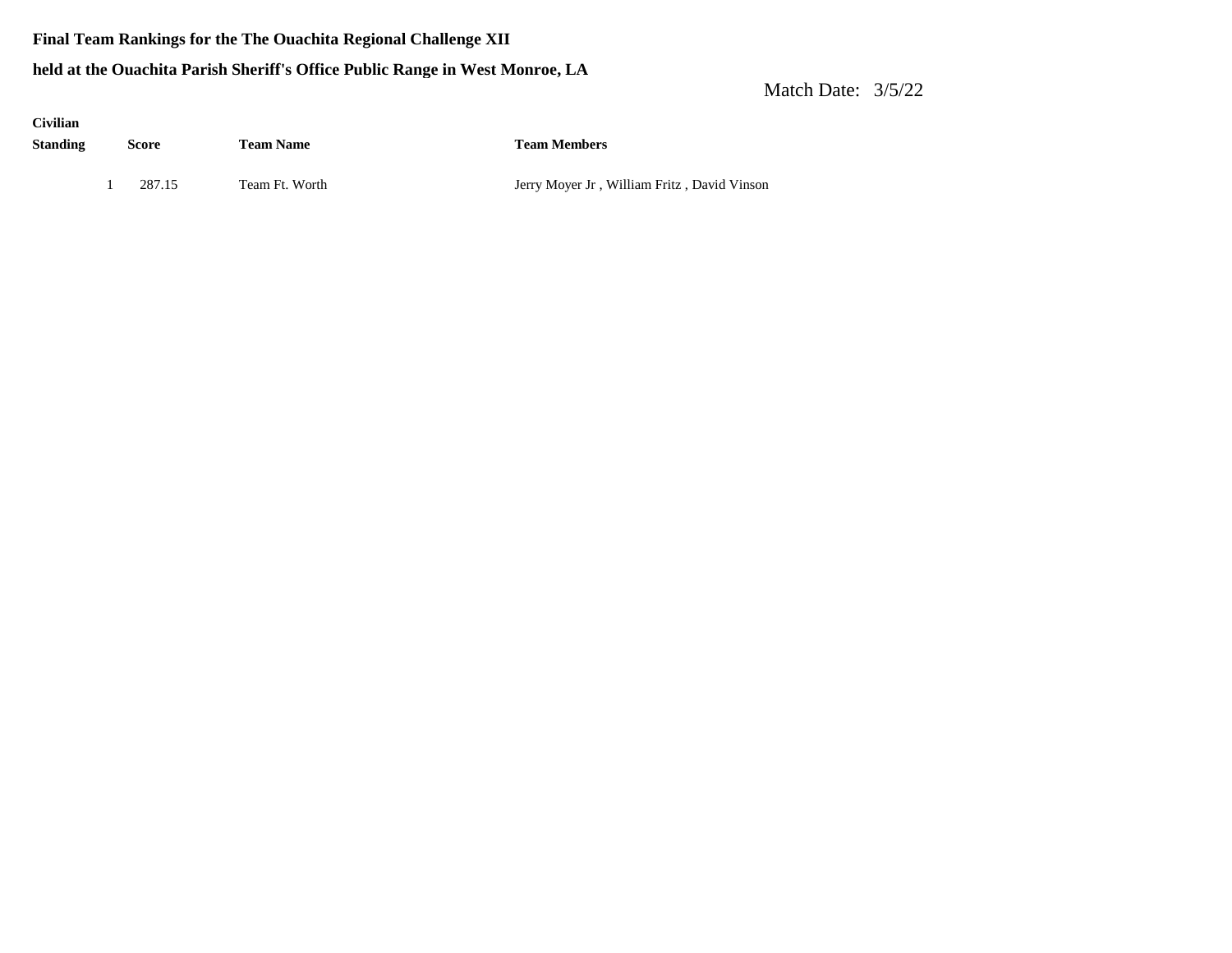**Final Team Rankings for the The Ouachita Regional Challenge XII**

**held at the Ouachita Parish Sheriff's Office Public Range in West Monroe, LA**

Match Date: 3/5/22

**Civilian**

| Standing | Score | Team Name | Team Members |
|---|---|---|---|
| 1 | 287.15 | Team Ft. Worth | Jerry Moyer Jr , William Fritz , David Vinson |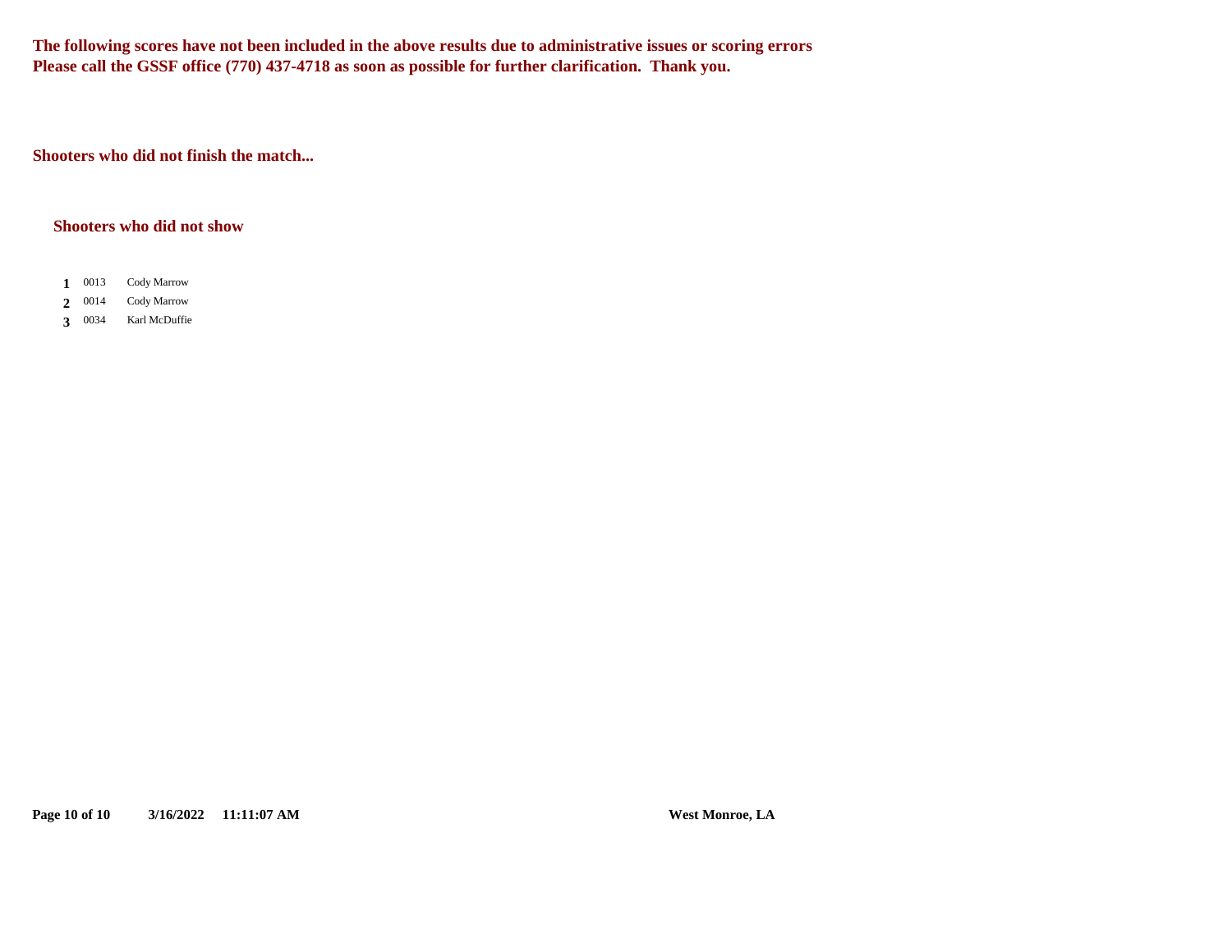**The following scores have not been included in the above results due to administrative issues or scoring errors**
**Please call the GSSF office (770) 437-4718 as soon as possible for further clarification. Thank you.**

**Shooters who did not finish the match...**

**Shooters who did not show**

| | | |
|---|---|---|
| **1** | 0013 | Cody Marrow |
| **2** | 0014 | Cody Marrow |
| **3** | 0034 | Karl McDuffie |